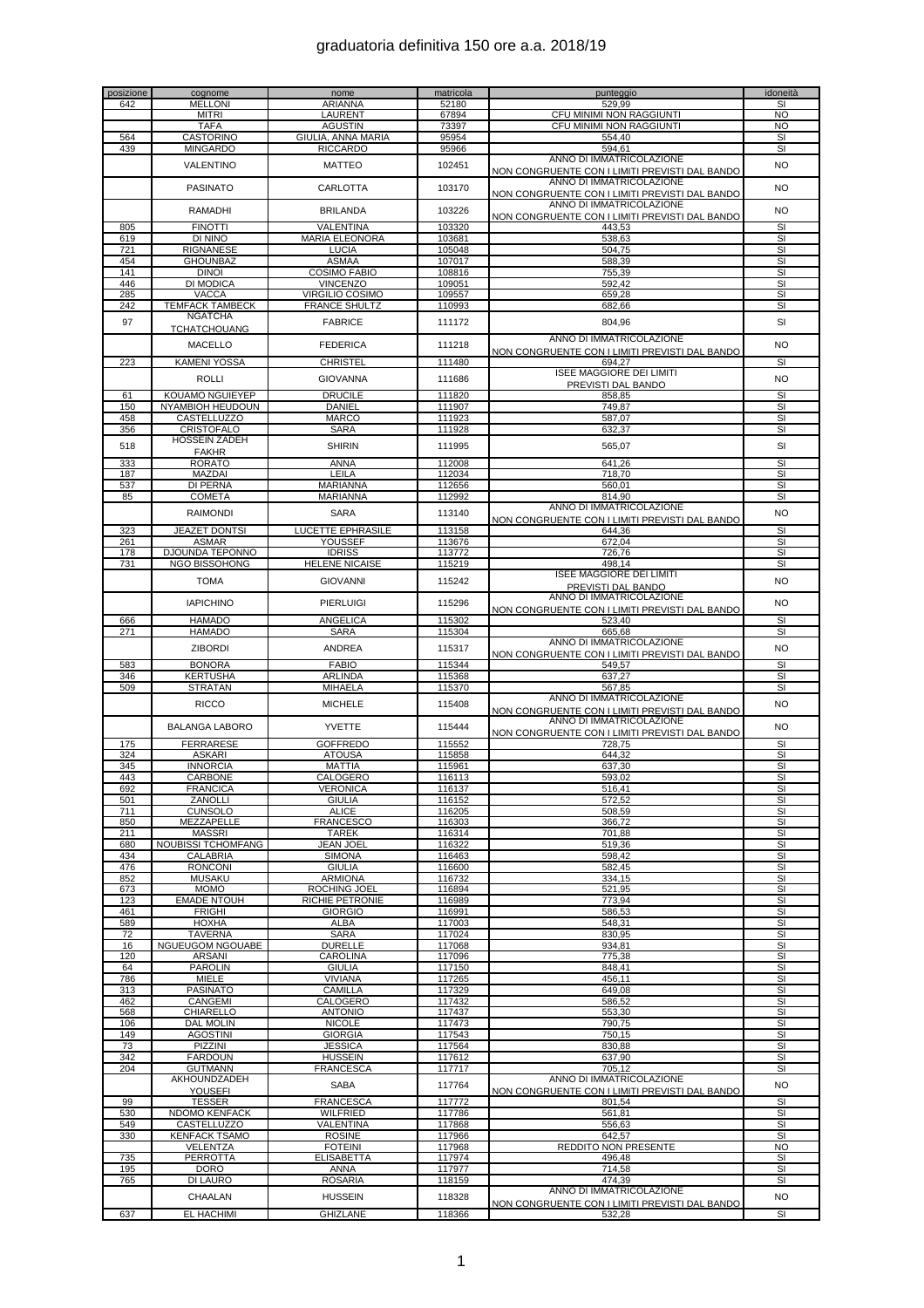# graduatoria definitiva 150 ore a.a. 2018/19

| posizione | cognome | nome | matricola | punteggio | idoneità |
|---|---|---|---|---|---|
| 642 | MELLONI | ARIANNA | 52180 | 529,99 | SI |
| | MITRI | LAURENT | 67894 | CFU MINIMI NON RAGGIUNTI | NO |
| | TAFA | AGUSTIN | 73397 | CFU MINIMI NON RAGGIUNTI | NO |
| 564 | CASTORINO | GIULIA, ANNA MARIA | 95954 | 554,40 | SI |
| 439 | MINGARDO | RICCARDO | 95966 | 594,61 | SI |
| | VALENTINO | MATTEO | 102451 | ANNO DI IMMATRICOLAZIONE NON CONGRUENTE CON I LIMITI PREVISTI DAL BANDO | NO |
| | PASINATO | CARLOTTA | 103170 | ANNO DI IMMATRICOLAZIONE NON CONGRUENTE CON I LIMITI PREVISTI DAL BANDO | NO |
| | RAMADHI | BRILANDA | 103226 | ANNO DI IMMATRICOLAZIONE NON CONGRUENTE CON I LIMITI PREVISTI DAL BANDO | NO |
| 805 | FINOTTI | VALENTINA | 103320 | 443,53 | SI |
| 619 | DI NINO | MARIA ELEONORA | 103681 | 538,63 | SI |
| 721 | RIGNANESE | LUCIA | 105048 | 504,75 | SI |
| 454 | GHOUNBAZ | ASMAA | 107017 | 588,39 | SI |
| 141 | DINOI | COSIMO FABIO | 108816 | 755,39 | SI |
| 446 | DI MODICA | VINCENZO | 109051 | 592,42 | SI |
| 285 | VACCA | VIRGILIO COSIMO | 109557 | 659,28 | SI |
| 242 | TEMFACK TAMBECK | FRANCE SHULTZ | 110993 | 682,66 | SI |
| 97 | NGATCHA TCHATCHOUANG | FABRICE | 111172 | 804,96 | SI |
| | MACELLO | FEDERICA | 111218 | ANNO DI IMMATRICOLAZIONE NON CONGRUENTE CON I LIMITI PREVISTI DAL BANDO | NO |
| 223 | KAMENI YOSSA | CHRISTEL | 111480 | 694,27 | SI |
| | ROLLI | GIOVANNA | 111686 | ISEE MAGGIORE DEI LIMITI PREVISTI DAL BANDO | NO |
| 61 | KOUAMO NGUIEYEP | DRUCILE | 111820 | 858,85 | SI |
| 150 | NYAMBIOH HEUDOUN | DANIEL | 111907 | 749,87 | SI |
| 458 | CASTELLUZZO | MARCO | 111923 | 587,07 | SI |
| 356 | CRISTOFALO | SARA | 111928 | 632,37 | SI |
| 518 | HOSSEIN ZADEH FAKHR | SHIRIN | 111995 | 565,07 | SI |
| 333 | RORATO | ANNA | 112008 | 641,26 | SI |
| 187 | MAZDAI | LEILA | 112034 | 718,70 | SI |
| 537 | DI PERNA | MARIANNA | 112656 | 560,01 | SI |
| 85 | COMETA | MARIANNA | 112992 | 814,90 | SI |
| | RAIMONDI | SARA | 113140 | ANNO DI IMMATRICOLAZIONE NON CONGRUENTE CON I LIMITI PREVISTI DAL BANDO | NO |
| 323 | JEAZET DONTSI | LUCETTE EPHRASILE | 113158 | 644,36 | SI |
| 261 | ASMAR | YOUSSEF | 113676 | 672,04 | SI |
| 178 | DJOUNDA TEPONNO | IDRISS | 113772 | 726,76 | SI |
| 731 | NGO BISSOHONG | HELENE NICAISE | 115219 | 498,14 | SI |
| | TOMA | GIOVANNI | 115242 | ISEE MAGGIORE DEI LIMITI PREVISTI DAL BANDO | NO |
| | IAPICHINO | PIERLUIGI | 115296 | ANNO DI IMMATRICOLAZIONE NON CONGRUENTE CON I LIMITI PREVISTI DAL BANDO | NO |
| 666 | HAMADO | ANGELICA | 115302 | 523,40 | SI |
| 271 | HAMADO | SARA | 115304 | 665,68 | SI |
| | ZIBORDI | ANDREA | 115317 | ANNO DI IMMATRICOLAZIONE NON CONGRUENTE CON I LIMITI PREVISTI DAL BANDO | NO |
| 583 | BONORA | FABIO | 115344 | 549,57 | SI |
| 346 | KERTUSHA | ARLINDA | 115368 | 637,27 | SI |
| 509 | STRATAN | MIHAELA | 115370 | 567,85 | SI |
| | RICCO | MICHELE | 115408 | ANNO DI IMMATRICOLAZIONE NON CONGRUENTE CON I LIMITI PREVISTI DAL BANDO | NO |
| | BALANGA LABORO | YVETTE | 115444 | ANNO DI IMMATRICOLAZIONE NON CONGRUENTE CON I LIMITI PREVISTI DAL BANDO | NO |
| 175 | FERRARESE | GOFFREDO | 115552 | 728,75 | SI |
| 324 | ASKARI | ATOUSA | 115858 | 644,32 | SI |
| 345 | INNORCIA | MATTIA | 115961 | 637,30 | SI |
| 443 | CARBONE | CALOGERO | 116113 | 593,02 | SI |
| 692 | FRANCICA | VERONICA | 116137 | 516,41 | SI |
| 501 | ZANOLLI | GIULIA | 116152 | 572,52 | SI |
| 711 | CUNSOLO | ALICE | 116205 | 508,59 | SI |
| 850 | MEZZAPELLE | FRANCESCO | 116303 | 366,72 | SI |
| 211 | MASSRI | TAREK | 116314 | 701,88 | SI |
| 680 | NOUBISSI TCHOMFANG | JEAN JOEL | 116322 | 519,36 | SI |
| 434 | CALABRIA | SIMONA | 116463 | 598,42 | SI |
| 476 | RONCONI | GIULIA | 116600 | 582,45 | SI |
| 852 | MUSAKU | ARMIONA | 116732 | 334,15 | SI |
| 673 | MOMO | ROCHING JOEL | 116894 | 521,95 | SI |
| 123 | EMADE NTOUH | RICHIE PETRONIE | 116989 | 773,94 | SI |
| 461 | FRIGHI | GIORGIO | 116991 | 586,53 | SI |
| 589 | HOXHA | ALBA | 117003 | 548,31 | SI |
| 72 | TAVERNA | SARA | 117024 | 830,95 | SI |
| 16 | NGUEUGOM NGOUABE | DURELLE | 117068 | 934,81 | SI |
| 120 | ARSANI | CAROLINA | 117096 | 775,38 | SI |
| 64 | PAROLIN | GIULIA | 117150 | 848,41 | SI |
| 786 | MIELE | VIVIANA | 117265 | 456,11 | SI |
| 313 | PASINATO | CAMILLA | 117329 | 649,08 | SI |
| 462 | CANGEMI | CALOGERO | 117432 | 586,52 | SI |
| 568 | CHIARELLO | ANTONIO | 117437 | 553,30 | SI |
| 106 | DAL MOLIN | NICOLE | 117473 | 790,75 | SI |
| 149 | AGOSTINI | GIORGIA | 117543 | 750,15 | SI |
| 73 | PIZZINI | JESSICA | 117564 | 830,88 | SI |
| 342 | FARDOUN | HUSSEIN | 117612 | 637,90 | SI |
| 204 | GUTMANN | FRANCESCA | 117717 | 705,12 | SI |
| | AKHOUNDZADEH YOUSEFI | SABA | 117764 | ANNO DI IMMATRICOLAZIONE NON CONGRUENTE CON I LIMITI PREVISTI DAL BANDO | NO |
| 99 | TESSER | FRANCESCA | 117772 | 801,54 | SI |
| 530 | NDOMO KENFACK | WILFRIED | 117786 | 561,81 | SI |
| 549 | CASTELLUZZO | VALENTINA | 117868 | 556,63 | SI |
| 330 | KENFACK TSAMO | ROSINE | 117966 | 642,57 | SI |
| | VELENTZA | FOTEINI | 117968 | REDDITO NON PRESENTE | NO |
| 735 | PERROTTA | ELISABETTA | 117974 | 496,48 | SI |
| 195 | DORO | ANNA | 117977 | 714,58 | SI |
| 765 | DI LAURO | ROSARIA | 118159 | 474,39 | SI |
| | CHAALAN | HUSSEIN | 118328 | ANNO DI IMMATRICOLAZIONE NON CONGRUENTE CON I LIMITI PREVISTI DAL BANDO | NO |
| 637 | EL HACHIMI | GHIZLANE | 118366 | 532,28 | SI |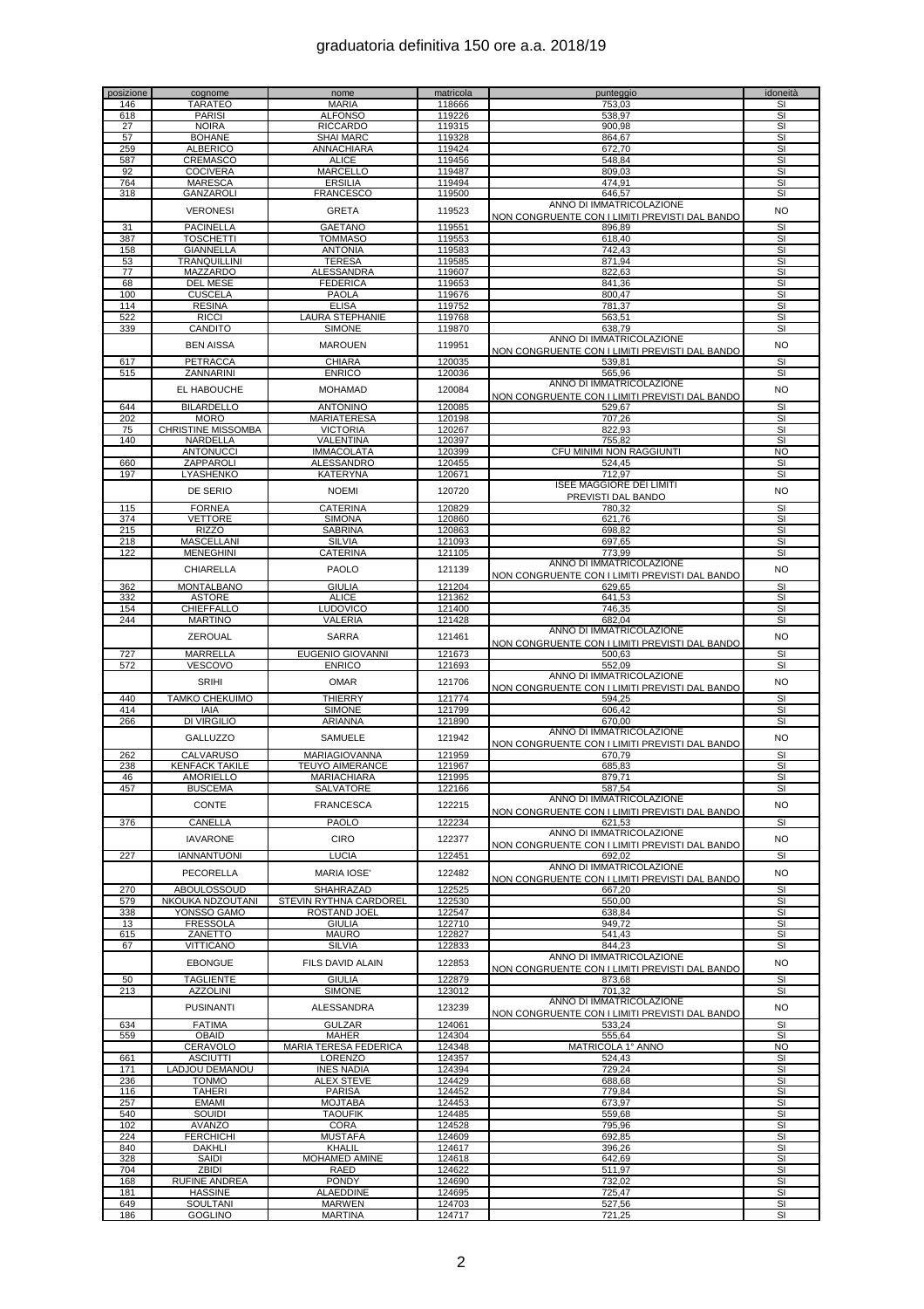# graduatoria definitiva 150 ore a.a. 2018/19

| posizione | cognome | nome | matricola | punteggio | idoneità |
|---|---|---|---|---|---|
| 146 | TARATEO | MARIA | 118666 | 753,03 | SI |
| 618 | PARISI | ALFONSO | 119226 | 538,97 | SI |
| 27 | NOIRA | RICCARDO | 119315 | 900,98 | SI |
| 57 | BOHANE | SHAI MARC | 119328 | 864,67 | SI |
| 259 | ALBERICO | ANNACHIARA | 119424 | 672,70 | SI |
| 587 | CREMASCO | ALICE | 119456 | 548,84 | SI |
| 92 | COCIVERA | MARCELLO | 119487 | 809,03 | SI |
| 764 | MARESCA | ERSILIA | 119494 | 474,91 | SI |
| 318 | GANZAROLI | FRANCESCO | 119500 | 646,57 | SI |
| | VERONESI | GRETA | 119523 | ANNO DI IMMATRICOLAZIONE NON CONGRUENTE CON I LIMITI PREVISTI DAL BANDO | NO |
| 31 | PACINELLA | GAETANO | 119551 | 896,89 | SI |
| 387 | TOSCHETTI | TOMMASO | 119553 | 618,40 | SI |
| 158 | GIANNELLA | ANTONIA | 119583 | 742,43 | SI |
| 53 | TRANQUILLINI | TERESA | 119585 | 871,94 | SI |
| 77 | MAZZARDO | ALESSANDRA | 119607 | 822,63 | SI |
| 68 | DEL MESE | FEDERICA | 119653 | 841,36 | SI |
| 100 | CUSCELA | PAOLA | 119676 | 800,47 | SI |
| 114 | RESINA | ELISA | 119752 | 781,37 | SI |
| 522 | RICCI | LAURA STEPHANIE | 119768 | 563,51 | SI |
| 339 | CANDITO | SIMONE | 119870 | 638,79 | SI |
| | BEN AISSA | MAROUEN | 119951 | ANNO DI IMMATRICOLAZIONE NON CONGRUENTE CON I LIMITI PREVISTI DAL BANDO | NO |
| 617 | PETRACCA | CHIARA | 120035 | 539,81 | SI |
| 515 | ZANNARINI | ENRICO | 120036 | 565,96 | SI |
| | EL HABOUCHE | MOHAMAD | 120084 | ANNO DI IMMATRICOLAZIONE NON CONGRUENTE CON I LIMITI PREVISTI DAL BANDO | NO |
| 644 | BILARDELLO | ANTONINO | 120085 | 529,67 | SI |
| 202 | MORO | MARIATERESA | 120198 | 707,26 | SI |
| 75 | CHRISTINE MISSOMBA | VICTORIA | 120267 | 822,93 | SI |
| 140 | NARDELLA | VALENTINA | 120397 | 755,82 | SI |
| | ANTONUCCI | IMMACOLATA | 120399 | CFU MINIMI NON RAGGIUNTI | NO |
| 660 | ZAPPAROLI | ALESSANDRO | 120455 | 524,45 | SI |
| 197 | LYASHENKO | KATERYNA | 120671 | 712,97 | SI |
| | DE SERIO | NOEMI | 120720 | ISEE MAGGIORE DEI LIMITI PREVISTI DAL BANDO | NO |
| 115 | FORNEA | CATERINA | 120829 | 780,32 | SI |
| 374 | VETTORE | SIMONA | 120860 | 621,76 | SI |
| 215 | RIZZO | SABRINA | 120863 | 698,82 | SI |
| 218 | MASCELLANI | SILVIA | 121093 | 697,65 | SI |
| 122 | MENEGHINI | CATERINA | 121105 | 773,99 | SI |
| | CHIARELLA | PAOLO | 121139 | ANNO DI IMMATRICOLAZIONE NON CONGRUENTE CON I LIMITI PREVISTI DAL BANDO | NO |
| 362 | MONTALBANO | GIULIA | 121204 | 629,65 | SI |
| 332 | ASTORE | ALICE | 121362 | 641,53 | SI |
| 154 | CHIEFFALLO | LUDOVICO | 121400 | 746,35 | SI |
| 244 | MARTINO | VALERIA | 121428 | 682,04 | SI |
| | ZEROUAL | SARRA | 121461 | ANNO DI IMMATRICOLAZIONE NON CONGRUENTE CON I LIMITI PREVISTI DAL BANDO | NO |
| 727 | MARRELLA | EUGENIO GIOVANNI | 121673 | 500,63 | SI |
| 572 | VESCOVO | ENRICO | 121693 | 552,09 | SI |
| | SRIHI | OMAR | 121706 | ANNO DI IMMATRICOLAZIONE NON CONGRUENTE CON I LIMITI PREVISTI DAL BANDO | NO |
| 440 | TAMKO CHEKUIMO | THIERRY | 121774 | 594,25 | SI |
| 414 | IAIA | SIMONE | 121799 | 606,42 | SI |
| 266 | DI VIRGILIO | ARIANNA | 121890 | 670,00 | SI |
| | GALLUZZO | SAMUELE | 121942 | ANNO DI IMMATRICOLAZIONE NON CONGRUENTE CON I LIMITI PREVISTI DAL BANDO | NO |
| 262 | CALVARUSO | MARIAGIOVANNA | 121959 | 670,79 | SI |
| 238 | KENFACK TAKILE | TEUYO AIMERANCE | 121967 | 685,83 | SI |
| 46 | AMORIELLO | MARIACHIARA | 121995 | 879,71 | SI |
| 457 | BUSCEMA | SALVATORE | 122166 | 587,54 | SI |
| | CONTE | FRANCESCA | 122215 | ANNO DI IMMATRICOLAZIONE NON CONGRUENTE CON I LIMITI PREVISTI DAL BANDO | NO |
| 376 | CANELLA | PAOLO | 122234 | 621,53 | SI |
| | IAVARONE | CIRO | 122377 | ANNO DI IMMATRICOLAZIONE NON CONGRUENTE CON I LIMITI PREVISTI DAL BANDO | NO |
| 227 | IANNANTUONI | LUCIA | 122451 | 692,02 | SI |
| | PECORELLA | MARIA IOSE' | 122482 | ANNO DI IMMATRICOLAZIONE NON CONGRUENTE CON I LIMITI PREVISTI DAL BANDO | NO |
| 270 | ABOULOSSOUD | SHAHRAZAD | 122525 | 667,20 | SI |
| 579 | NKOUKA NDZOUTANI | STEVIN RYTHNA CARDOREL | 122530 | 550,00 | SI |
| 338 | YONSSO GAMO | ROSTAND JOEL | 122547 | 638,84 | SI |
| 13 | FRESSOLA | GIULIA | 122710 | 949,72 | SI |
| 615 | ZANETTO | MAURO | 122827 | 541,43 | SI |
| 67 | VITTICANO | SILVIA | 122833 | 844,23 | SI |
| | EBONGUE | FILS DAVID ALAIN | 122853 | ANNO DI IMMATRICOLAZIONE NON CONGRUENTE CON I LIMITI PREVISTI DAL BANDO | NO |
| 50 | TAGLIENTE | GIULIA | 122879 | 873,68 | SI |
| 213 | AZZOLINI | SIMONE | 123012 | 701,32 | SI |
| | PUSINANTI | ALESSANDRA | 123239 | ANNO DI IMMATRICOLAZIONE NON CONGRUENTE CON I LIMITI PREVISTI DAL BANDO | NO |
| 634 | FATIMA | GULZAR | 124061 | 533,24 | SI |
| 559 | OBAID | MAHER | 124304 | 555,64 | SI |
| | CERAVOLO | MARIA TERESA FEDERICA | 124348 | MATRICOLA 1° ANNO | NO |
| 661 | ASCIUTTI | LORENZO | 124357 | 524,43 | SI |
| 171 | LADJOU DEMANOU | INES NADIA | 124394 | 729,24 | SI |
| 236 | TONMO | ALEX STEVE | 124429 | 688,68 | SI |
| 116 | TAHERI | PARISA | 124452 | 779,84 | SI |
| 257 | EMAMI | MOJTABA | 124453 | 673,97 | SI |
| 540 | SOUIDI | TAOUFIK | 124485 | 559,68 | SI |
| 102 | AVANZO | CORA | 124528 | 795,96 | SI |
| 224 | FERCHICHI | MUSTAFA | 124609 | 692,85 | SI |
| 840 | DAKHLI | KHALIL | 124617 | 396,26 | SI |
| 328 | SAIDI | MOHAMED AMINE | 124618 | 642,69 | SI |
| 704 | ZBIDI | RAED | 124622 | 511,97 | SI |
| 168 | RUFINE ANDREA | PONDY | 124690 | 732,02 | SI |
| 181 | HASSINE | ALAEDDINE | 124695 | 725,47 | SI |
| 649 | SOULTANI | MARWEN | 124703 | 527,56 | SI |
| 186 | GOGLINO | MARTINA | 124717 | 721,25 | SI |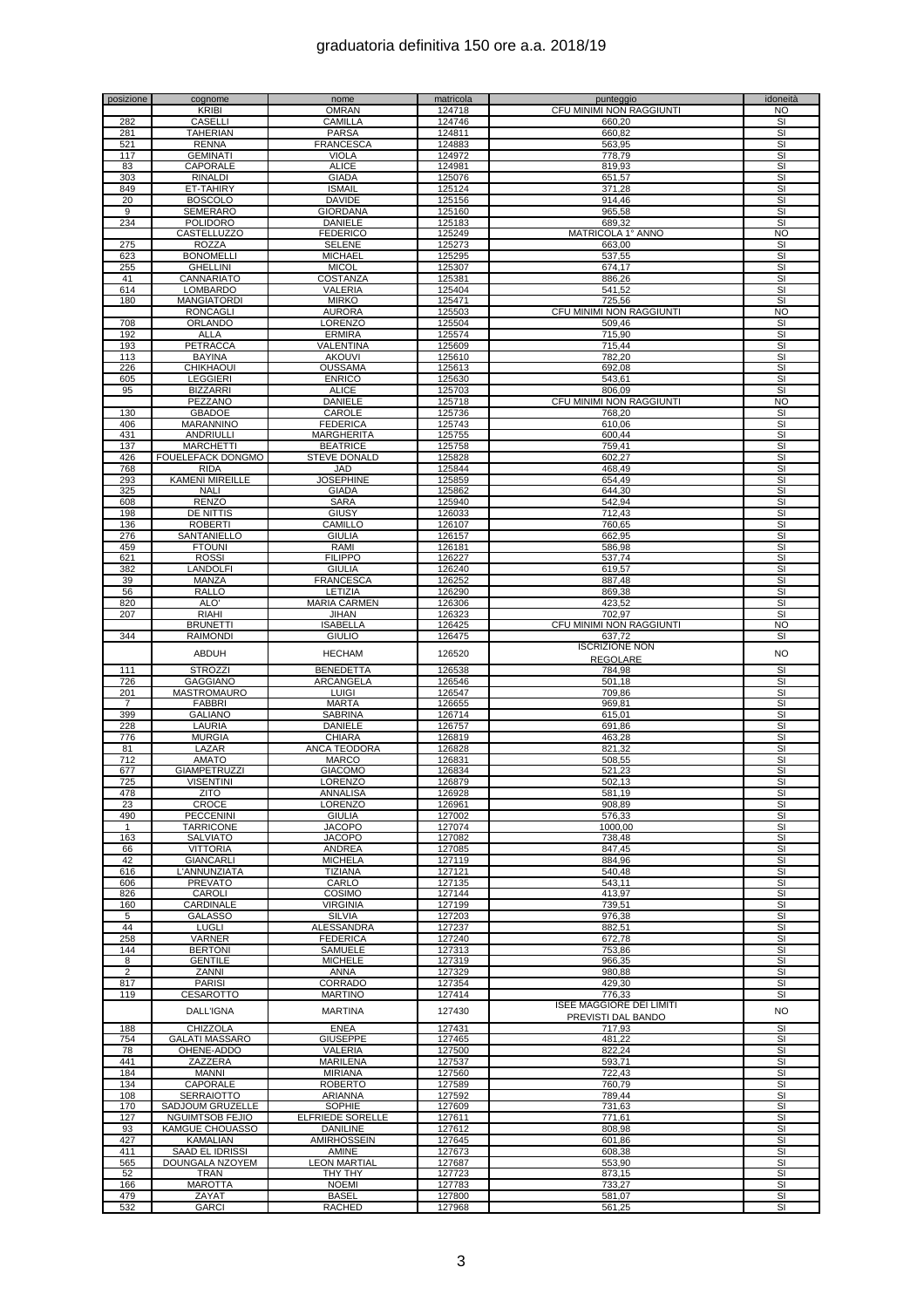# graduatoria definitiva 150 ore a.a. 2018/19

| posizione | cognome | nome | matricola | punteggio | idoneità |
|---|---|---|---|---|---|
| | KRIBI | OMRAN | 124718 | CFU MINIMI NON RAGGIUNTI | NO |
| 282 | CASELLI | CAMILLA | 124746 | 660,20 | SI |
| 281 | TAHERIAN | PARSA | 124811 | 660,82 | SI |
| 521 | RENNA | FRANCESCA | 124883 | 563,95 | SI |
| 117 | GEMINATI | VIOLA | 124972 | 778,79 | SI |
| 83 | CAPORALE | ALICE | 124981 | 819,93 | SI |
| 303 | RINALDI | GIADA | 125076 | 651,57 | SI |
| 849 | ET-TAHIRY | ISMAIL | 125124 | 371,28 | SI |
| 20 | BOSCOLO | DAVIDE | 125156 | 914,46 | SI |
| 9 | SEMERARO | GIORDANA | 125160 | 965,58 | SI |
| 234 | POLIDORO | DANIELE | 125183 | 689,32 | SI |
| | CASTELLUZZO | FEDERICO | 125249 | MATRICOLA 1° ANNO | NO |
| 275 | ROZZA | SELENE | 125273 | 663,00 | SI |
| 623 | BONOMELLI | MICHAEL | 125295 | 537,55 | SI |
| 255 | GHELLINI | MICOL | 125307 | 674,17 | SI |
| 41 | CANNARIATO | COSTANZA | 125381 | 886,26 | SI |
| 614 | LOMBARDO | VALERIA | 125404 | 541,52 | SI |
| 180 | MANGIATORDI | MIRKO | 125471 | 725,56 | SI |
| | RONCAGLI | AURORA | 125503 | CFU MINIMI NON RAGGIUNTI | NO |
| 708 | ORLANDO | LORENZO | 125504 | 509,46 | SI |
| 192 | ALLA | ERMIRA | 125574 | 715,90 | SI |
| 193 | PETRACCA | VALENTINA | 125609 | 715,44 | SI |
| 113 | BAYINA | AKOUVI | 125610 | 782,20 | SI |
| 226 | CHIKHAOUI | OUSSAMA | 125613 | 692,08 | SI |
| 605 | LEGGIERI | ENRICO | 125630 | 543,61 | SI |
| 95 | BIZZARRI | ALICE | 125703 | 806,09 | SI |
| | PEZZANO | DANIELE | 125718 | CFU MINIMI NON RAGGIUNTI | NO |
| 130 | GBADOE | CAROLE | 125736 | 768,20 | SI |
| 406 | MARANNINO | FEDERICA | 125743 | 610,06 | SI |
| 431 | ANDRIULLI | MARGHERITA | 125755 | 600,44 | SI |
| 137 | MARCHETTI | BEATRICE | 125758 | 759,41 | SI |
| 426 | FOUELEFACK DONGMO | STEVE DONALD | 125828 | 602,27 | SI |
| 768 | RIDA | JAD | 125844 | 468,49 | SI |
| 293 | KAMENI MIREILLE | JOSEPHINE | 125859 | 654,49 | SI |
| 325 | NALI | GIADA | 125862 | 644,30 | SI |
| 608 | RENZO | SARA | 125940 | 542,94 | SI |
| 198 | DE NITTIS | GIUSY | 126033 | 712,43 | SI |
| 136 | ROBERTI | CAMILLO | 126107 | 760,65 | SI |
| 276 | SANTANIELLO | GIULIA | 126157 | 662,95 | SI |
| 459 | FTOUNI | RAMI | 126181 | 586,98 | SI |
| 621 | ROSSI | FILIPPO | 126227 | 537,74 | SI |
| 382 | LANDOLFI | GIULIA | 126240 | 619,57 | SI |
| 39 | MANZA | FRANCESCA | 126252 | 887,48 | SI |
| 56 | RALLO | LETIZIA | 126290 | 869,38 | SI |
| 820 | ALO' | MARIA CARMEN | 126306 | 423,52 | SI |
| 207 | RIAHI | JIHAN | 126323 | 702,97 | SI |
| | BRUNETTI | ISABELLA | 126425 | CFU MINIMI NON RAGGIUNTI | NO |
| 344 | RAIMONDI | GIULIO | 126475 | 637,72 | SI |
| | ABDUH | HECHAM | 126520 | ISCRIZIONE NON REGOLARE | NO |
| 111 | STROZZI | BENEDETTA | 126538 | 784,98 | SI |
| 726 | GAGGIANO | ARCANGELA | 126546 | 501,18 | SI |
| 201 | MASTROMAURO | LUIGI | 126547 | 709,86 | SI |
| 7 | FABBRI | MARTA | 126655 | 969,81 | SI |
| 399 | GALIANO | SABRINA | 126714 | 615,01 | SI |
| 228 | LAURIA | DANIELE | 126757 | 691,86 | SI |
| 776 | MURGIA | CHIARA | 126819 | 463,28 | SI |
| 81 | LAZAR | ANCA TEODORA | 126828 | 821,32 | SI |
| 712 | AMATO | MARCO | 126831 | 508,55 | SI |
| 677 | GIAMPETRUZZI | GIACOMO | 126834 | 521,23 | SI |
| 725 | VISENTINI | LORENZO | 126879 | 502,13 | SI |
| 478 | ZITO | ANNALISA | 126928 | 581,19 | SI |
| 23 | CROCE | LORENZO | 126961 | 908,89 | SI |
| 490 | PECCENINI | GIULIA | 127002 | 576,33 | SI |
| 1 | TARRICONE | JACOPO | 127074 | 1000,00 | SI |
| 163 | SALVIATO | JACOPO | 127082 | 738,48 | SI |
| 66 | VITTORIA | ANDREA | 127085 | 847,45 | SI |
| 42 | GIANCARLI | MICHELA | 127119 | 884,96 | SI |
| 616 | L'ANNUNZIATA | TIZIANA | 127121 | 540,48 | SI |
| 606 | PREVATO | CARLO | 127135 | 543,11 | SI |
| 826 | CAROLI | COSIMO | 127144 | 413,97 | SI |
| 160 | CARDINALE | VIRGINIA | 127199 | 739,51 | SI |
| 5 | GALASSO | SILVIA | 127203 | 976,38 | SI |
| 44 | LUGLI | ALESSANDRA | 127237 | 882,51 | SI |
| 258 | VARNER | FEDERICA | 127240 | 672,78 | SI |
| 144 | BERTONI | SAMUELE | 127313 | 753,86 | SI |
| 8 | GENTILE | MICHELE | 127319 | 966,35 | SI |
| 2 | ZANNI | ANNA | 127329 | 980,88 | SI |
| 817 | PARISI | CORRADO | 127354 | 429,30 | SI |
| 119 | CESAROTTO | MARTINO | 127414 | 776,33 | SI |
| | DALL'IGNA | MARTINA | 127430 | ISEE MAGGIORE DEI LIMITI PREVISTI DAL BANDO | NO |
| 188 | CHIZZOLA | ENEA | 127431 | 717,93 | SI |
| 754 | GALATI MASSARO | GIUSEPPE | 127465 | 481,22 | SI |
| 78 | OHENE-ADDO | VALERIA | 127500 | 822,24 | SI |
| 441 | ZAZZERA | MARILENA | 127537 | 593,71 | SI |
| 184 | MANNI | MIRIANA | 127560 | 722,43 | SI |
| 134 | CAPORALE | ROBERTO | 127589 | 760,79 | SI |
| 108 | SERRAIOTTO | ARIANNA | 127592 | 789,44 | SI |
| 170 | SADJOUM GRUZELLE | SOPHIE | 127609 | 731,63 | SI |
| 127 | NGUIMTSOB FEJIO | ELFRIEDE SORELLE | 127611 | 771,61 | SI |
| 93 | KAMGUE CHOUASSO | DANILINE | 127612 | 808,98 | SI |
| 427 | KAMALIAN | AMIRHOSSEIN | 127645 | 601,86 | SI |
| 411 | SAAD EL IDRISSI | AMINE | 127673 | 608,38 | SI |
| 565 | DOUNGALA NZOYEM | LEON MARTIAL | 127687 | 553,90 | SI |
| 52 | TRAN | THY THY | 127723 | 873,15 | SI |
| 166 | MAROTTA | NOEMI | 127783 | 733,27 | SI |
| 479 | ZAYAT | BASEL | 127800 | 581,07 | SI |
| 532 | GARCI | RACHED | 127968 | 561,25 | SI |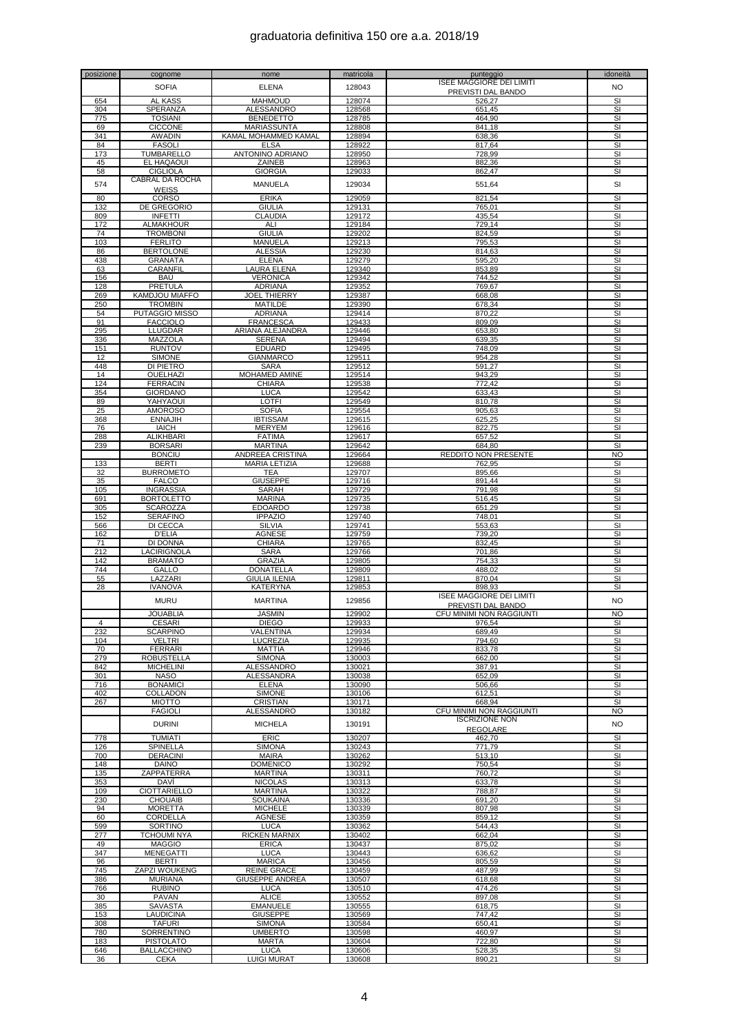# graduatoria definitiva 150 ore a.a. 2018/19

| posizione | cognome | nome | matricola | punteggio | idoneità |
|---|---|---|---|---|---|
| | SOFIA | ELENA | 128043 | ISEE MAGGIORE DEI LIMITI PREVISTI DAL BANDO | NO |
| 654 | AL KASS | MAHMOUD | 128074 | 526,27 | SI |
| 304 | SPERANZA | ALESSANDRO | 128568 | 651,45 | SI |
| 775 | TOSIANI | BENEDETTO | 128785 | 464,90 | SI |
| 69 | CICCONE | MARIASSUNTA | 128808 | 841,18 | SI |
| 341 | AWADIN | KAMAL MOHAMMED KAMAL | 128894 | 638,36 | SI |
| 84 | FASOLI | ELSA | 128922 | 817,64 | SI |
| 173 | TUMBARELLO | ANTONINO ADRIANO | 128950 | 728,99 | SI |
| 45 | EL HAQAOUI | ZAINEB | 128963 | 882,36 | SI |
| 58 | CIGLIOLA | GIORGIA | 129033 | 862,47 | SI |
| 574 | CABRAL DA ROCHA WEISS | MANUELA | 129034 | 551,64 | SI |
| 80 | CORSO | ERIKA | 129059 | 821,54 | SI |
| 132 | DE GREGORIO | GIULIA | 129131 | 765,01 | SI |
| 809 | INFETTI | CLAUDIA | 129172 | 435,54 | SI |
| 172 | ALMAKHOUR | ALI | 129184 | 729,14 | SI |
| 74 | TROMBONI | GIULIA | 129202 | 824,59 | SI |
| 103 | FERLITO | MANUELA | 129213 | 795,53 | SI |
| 86 | BERTOLONE | ALESSIA | 129230 | 814,63 | SI |
| 438 | GRANATA | ELENA | 129279 | 595,20 | SI |
| 63 | CARANFIL | LAURA ELENA | 129340 | 853,89 | SI |
| 156 | BAU | VERONICA | 129342 | 744,52 | SI |
| 128 | PRETULA | ADRIANA | 129352 | 769,67 | SI |
| 269 | KAMDJOU MIAFFO | JOEL THIERRY | 129387 | 668,08 | SI |
| 250 | TROMBIN | MATILDE | 129390 | 678,34 | SI |
| 54 | PUTAGGIO MISSO | ADRIANA | 129414 | 870,22 | SI |
| 91 | FACCIOLO | FRANCESCA | 129433 | 809,09 | SI |
| 295 | LLUGDAR | ARIANA ALEJANDRA | 129446 | 653,80 | SI |
| 336 | MAZZOLA | SERENA | 129494 | 639,35 | SI |
| 151 | RUNTOV | EDUARD | 129495 | 748,09 | SI |
| 12 | SIMONE | GIANMARCO | 129511 | 954,28 | SI |
| 448 | DI PIETRO | SARA | 129512 | 591,27 | SI |
| 14 | OUELHAZI | MOHAMED AMINE | 129514 | 943,29 | SI |
| 124 | FERRACIN | CHIARA | 129538 | 772,42 | SI |
| 354 | GIORDANO | LUCA | 129542 | 633,43 | SI |
| 89 | YAHYAOUI | LOTFI | 129549 | 810,78 | SI |
| 25 | AMOROSO | SOFIA | 129554 | 905,63 | SI |
| 368 | ENNAJIH | IBTISSAM | 129615 | 625,25 | SI |
| 76 | IAICH | MERYEM | 129616 | 822,75 | SI |
| 288 | ALIKHBARI | FATIMA | 129617 | 657,52 | SI |
| 239 | BORSARI | MARTINA | 129642 | 684,80 | SI |
| | BONCIU | ANDREEA CRISTINA | 129664 | REDDITO NON PRESENTE | NO |
| 133 | BERTI | MARIA LETIZIA | 129688 | 762,95 | SI |
| 32 | BURROMETO | TEA | 129707 | 895,66 | SI |
| 35 | FALCO | GIUSEPPE | 129716 | 891,44 | SI |
| 105 | INGRASSIA | SARAH | 129729 | 791,98 | SI |
| 691 | BORTOLETTO | MARINA | 129735 | 516,45 | SI |
| 305 | SCAROZZA | EDOARDO | 129738 | 651,29 | SI |
| 152 | SERAFINO | IPPAZIO | 129740 | 748,01 | SI |
| 566 | DI CECCA | SILVIA | 129741 | 553,63 | SI |
| 162 | D'ELIA | AGNESE | 129759 | 739,20 | SI |
| 71 | DI DONNA | CHIARA | 129765 | 832,45 | SI |
| 212 | LACIRIGNOLA | SARA | 129766 | 701,86 | SI |
| 142 | BRAMATO | GRAZIA | 129805 | 754,33 | SI |
| 744 | GALLO | DONATELLA | 129809 | 488,02 | SI |
| 55 | LAZZARI | GIULIA ILENIA | 129811 | 870,04 | SI |
| 28 | IVANOVA | KATERYNA | 129853 | 898,93 | SI |
| | MURU | MARTINA | 129856 | ISEE MAGGIORE DEI LIMITI PREVISTI DAL BANDO | NO |
| | JOUABLIA | JASMIN | 129902 | CFU MINIMI NON RAGGIUNTI | NO |
| 4 | CESARI | DIEGO | 129933 | 976,54 | SI |
| 232 | SCARPINO | VALENTINA | 129934 | 689,49 | SI |
| 104 | VELTRI | LUCREZIA | 129935 | 794,60 | SI |
| 70 | FERRARI | MATTIA | 129946 | 833,78 | SI |
| 279 | ROBUSTELLA | SIMONA | 130003 | 662,00 | SI |
| 842 | MICHELINI | ALESSANDRO | 130021 | 387,91 | SI |
| 301 | NASO | ALESSANDRA | 130038 | 652,09 | SI |
| 716 | BONAMICI | ELENA | 130090 | 506,66 | SI |
| 402 | COLLADON | SIMONE | 130106 | 612,51 | SI |
| 267 | MIOTTO | CRISTIAN | 130171 | 668,94 | SI |
| | FAGIOLI | ALESSANDRO | 130182 | CFU MINIMI NON RAGGIUNTI | NO |
| | DURINI | MICHELA | 130191 | ISCRIZIONE NON REGOLARE | NO |
| 778 | TUMIATI | ERIC | 130207 | 462,70 | SI |
| 126 | SPINELLA | SIMONA | 130243 | 771,79 | SI |
| 700 | DERACINI | MAIRA | 130262 | 513,10 | SI |
| 148 | DAINO | DOMENICO | 130292 | 750,54 | SI |
| 135 | ZAPPATERRA | MARTINA | 130311 | 760,72 | SI |
| 353 | DAVI | NICOLAS | 130313 | 633,78 | SI |
| 109 | CIOTTARIELLO | MARTINA | 130322 | 788,87 | SI |
| 230 | CHOUAIB | SOUKAINA | 130336 | 691,20 | SI |
| 94 | MORETTA | MICHELE | 130339 | 807,98 | SI |
| 60 | CORDELLA | AGNESE | 130359 | 859,12 | SI |
| 599 | SORTINO | LUCA | 130362 | 544,43 | SI |
| 277 | TCHOUMI NYA | RICKEN MARNIX | 130402 | 662,04 | SI |
| 49 | MAGGIO | ERICA | 130437 | 875,02 | SI |
| 347 | MENEGATTI | LUCA | 130443 | 636,62 | SI |
| 96 | BERTI | MARICA | 130456 | 805,59 | SI |
| 745 | ZAPZI WOUKENG | REINE GRACE | 130459 | 487,99 | SI |
| 386 | MURIANA | GIUSEPPE ANDREA | 130507 | 618,68 | SI |
| 766 | RUBINO | LUCA | 130510 | 474,26 | SI |
| 30 | PAVAN | ALICE | 130552 | 897,08 | SI |
| 385 | SAVASTA | EMANUELE | 130555 | 618,75 | SI |
| 153 | LAUDICINA | GIUSEPPE | 130569 | 747,42 | SI |
| 308 | TAFURI | SIMONA | 130584 | 650,41 | SI |
| 780 | SORRENTINO | UMBERTO | 130598 | 460,97 | SI |
| 183 | PISTOLATO | MARTA | 130604 | 722,80 | SI |
| 646 | BALLACCHINO | LUCA | 130606 | 528,35 | SI |
| 36 | CEKA | LUIGI MURAT | 130608 | 890,21 | SI |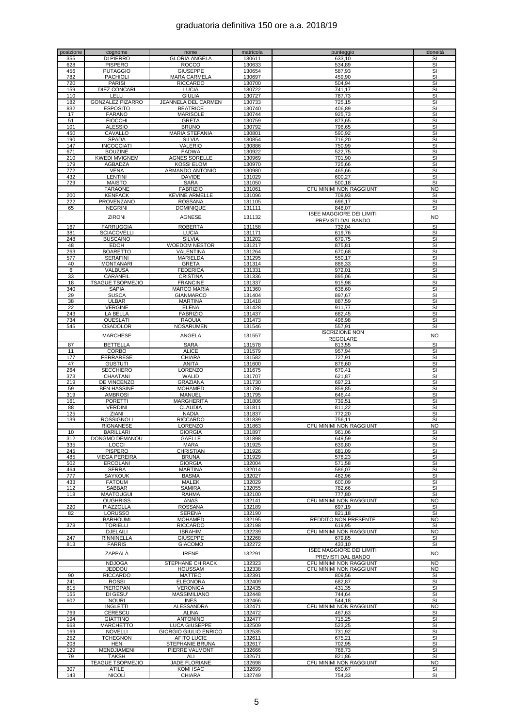# graduatoria definitiva 150 ore a.a. 2018/19

| posizione | cognome | nome | matricola | punteggio | idoneità |
|---|---|---|---|---|---|
| 355 | DI PIERRO | GLORIA ANGELA | 130611 | 633,10 | SI |
| 628 | PISPERO | ROCCO | 130633 | 534,89 | SI |
| 456 | PUTAGGIO | GIUSEPPE | 130654 | 587,93 | SI |
| 782 | PACHIOLI | MARA CARMELA | 130697 | 459,90 | SI |
| 720 | PARISI | RICCARDO | 130700 | 504,94 | SI |
| 159 | DIEZ CONCARI | LUCIA | 130722 | 741,17 | SI |
| 110 | LELLI | GIULIA | 130727 | 787,73 | SI |
| 182 | GONZALEZ PIZARRO | JEANNELA DEL CARMEN | 130733 | 725,15 | SI |
| 832 | ESPOSITO | BEATRICE | 130740 | 406,89 | SI |
| 17 | FARANO | MARISOLE | 130744 | 925,73 | SI |
| 51 | FIOCCHI | GRETA | 130759 | 873,65 | SI |
| 101 | ALESSIO | BRUNO | 130792 | 796,65 | SI |
| 450 | CAVALLO | MARIA STEFANIA | 130801 | 590,92 | SI |
| 190 | SPADA | SILVIA | 130854 | 716,20 | SI |
| 147 | INCOCCIATI | VALERIO | 130886 | 750,99 | SI |
| 671 | BOUZINE | FADWA | 130922 | 522,75 | SI |
| 210 | KWEDI MVIGNEM | AGNES SORELLE | 130969 | 701,90 | SI |
| 179 | AGBADZA | KOSSI ELOM | 130970 | 725,66 | SI |
| 772 | VENA | ARMANDO ANTONIO | 130980 | 465,66 | SI |
| 432 | LENTINI | DAVIDE | 131029 | 600,27 | SI |
| 729 | MAISTO | SARA | 131050 | 500,18 | SI |
|  | FARAONE | FABRIZIO | 131061 | CFU MINIMI NON RAGGIUNTI | NO |
| 200 | KENFACK | KÉVINE ARMELLE | 131096 | 709,93 | SI |
| 222 | PROVENZANO | ROSSANA | 131105 | 696,17 | SI |
| 65 | NEGRINI | DOMINIQUE | 131111 | 848,07 | SI |
|  | ZIRONI | AGNESE | 131132 | ISEE MAGGIORE DEI LIMITI PREVISTI DAL BANDO | NO |
| 167 | FARRUGGIA | ROBERTA | 131158 | 732,04 | SI |
| 381 | SCIACOVELLI | LUCIA | 131171 | 619,76 | SI |
| 248 | BUSCAINO | SILVIA | 131202 | 679,75 | SI |
| 48 | EDOH | WOEDOM NESTOR | 131217 | 875,81 | SI |
| 263 | BOARETTO | VALENTINA | 131264 | 670,68 | SI |
| 577 | SERAFINI | MARIELDA | 131295 | 550,17 | SI |
| 40 | MONTANARI | GRETA | 131314 | 886,33 | SI |
| 6 | VALBUSA | FEDERICA | 131331 | 972,01 | SI |
| 33 | CARANFIL | CRISTINA | 131336 | 895,06 | SI |
| 18 | TSAGUE TSOPMEJIO | FRANCINE | 131337 | 915,98 | SI |
| 340 | SAPIA | MARCO MARIA | 131360 | 638,60 | SI |
| 29 | SUSCA | GIANMARCO | 131404 | 897,67 | SI |
| 38 | ULBAR | MARTINA | 131418 | 887,59 | SI |
| 22 | VERGINE | ELENA | 131428 | 911,77 | SI |
| 243 | LA BELLA | FABRIZIO | 131437 | 682,45 | SI |
| 734 | OUESLATI | RAOUIA | 131473 | 496,98 | SI |
| 545 | OSADOLOR | NOSARUMEN | 131546 | 557,91 | SI |
|  | MARCHESE | ANGELA | 131557 | ISCRIZIONE NON REGOLARE | NO |
| 87 | BETTELLA | SARA | 131578 | 813,55 | SI |
| 11 | CORBO | ALICE | 131579 | 957,94 | SI |
| 177 | FERRARESE | CHIARA | 131582 | 727,91 | SI |
| 47 | GUSTUTI | ANITA | 131600 | 876,60 | SI |
| 264 | SECCHIERO | LORENZO | 131675 | 670,41 | SI |
| 373 | CHAATANI | WALID | 131707 | 621,87 | SI |
| 219 | DE VINCENZO | GRAZIANA | 131730 | 697,21 | SI |
| 59 | BEN HASSINE | MOHAMED | 131786 | 859,85 | SI |
| 319 | AMBROSI | MANUEL | 131795 | 646,44 | SI |
| 161 | PORETTI | MARGHERITA | 131806 | 739,51 | SI |
| 88 | VERDINI | CLAUDIA | 131811 | 811,22 | SI |
| 125 | ZIANI | NADIA | 131837 | 772,20 | SI |
| 139 | ROSSIGNOLI | RICCARDO | 131839 | 756,11 | SI |
|  | RIGNANESE | LORENZO | 131863 | CFU MINIMI NON RAGGIUNTI | NO |
| 10 | BARILLARI | GIORGIA | 131897 | 961,06 | SI |
| 312 | DONGMO DEMANOU | GAELLE | 131898 | 649,59 | SI |
| 335 | LOCCI | MARA | 131925 | 639,80 | SI |
| 245 | PISPERO | CHRISTIAN | 131926 | 681,09 | SI |
| 485 | VIEGA PEREIRA | BRUNA | 131929 | 578,23 | SI |
| 502 | ERCOLANI | GIORGIA | 132004 | 571,58 | SI |
| 464 | SERRA | MARTINA | 132014 | 586,07 | SI |
| 777 | SAYKOUK | BASMA | 132027 | 462,96 | SI |
| 433 | FATOUM | MALEK | 132029 | 600,09 | SI |
| 112 | SABBAR | SAMIRA | 132055 | 782,66 | SI |
| 118 | MAATOUGUI | RAHMA | 132100 | 777,80 | SI |
|  | OUGHRISS | ANAS | 132141 | CFU MINIMI NON RAGGIUNTI | NO |
| 220 | PIAZZOLLA | ROSSANA | 132189 | 697,19 | SI |
| 82 | LORUSSO | SERENA | 132190 | 821,18 | SI |
|  | BARHOUMI | MOHAMED | 132195 | REDDITO NON PRESENTE | NO |
| 378 | TORIELLI | RICCARDO | 132198 | 619,95 | SI |
|  | DJELAILI | IBRAHIM | 132239 | CFU MINIMI NON RAGGIUNTI | NO |
| 247 | RINNINELLA | GIUSEPPE | 132268 | 679,85 | SI |
| 813 | FARRIS | GIACOMO | 132272 | 433,10 | SI |
|  | ZAPPALÀ | IRENE | 132291 | ISEE MAGGIORE DEI LIMITI PREVISTI DAL BANDO | NO |
|  | NDJOGA | STEPHANE CHIRACK | 132323 | CFU MINIMI NON RAGGIUNTI | NO |
|  | JEDDOU | HOUSSAM | 132338 | CFU MINIMI NON RAGGIUNTI | NO |
| 90 | RICCARDO | MATTEO | 132391 | 809,56 | SI |
| 241 | ROSSI | ELEONORA | 132409 | 682,87 | SI |
| 815 | PIEROPAN | VERONICA | 132435 | 431,35 | SI |
| 155 | DI GESU' | MASSIMILIANO | 132448 | 744,64 | SI |
| 602 | NOURI | INES | 132466 | 544,18 | SI |
|  | INGLETTI | ALESSANDRA | 132471 | CFU MINIMI NON RAGGIUNTI | NO |
| 769 | CERESCU | ALINA | 132472 | 467,63 | SI |
| 194 | GIATTINO | ANTONINO | 132477 | 715,25 | SI |
| 668 | MARCHETTO | LUCA GIUSEPPE | 132509 | 523,25 | SI |
| 169 | NOVELLI | GIORGIO GIULIO ENRICO | 132535 | 731,92 | SI |
| 252 | TCHEGNON | AFITO LUCIE | 132611 | 675,21 | SI |
| 208 | HEN | STEPHANIE BRUNA | 132617 | 702,95 | SI |
| 129 | MENDJIAMENI | PIERRE VALMONT | 132666 | 768,73 | SI |
| 79 | TAKSH | ALI | 132671 | 821,86 | SI |
|  | TEAGUE TSOPMEJIO | JADE FLORIANE | 132698 | CFU MINIMI NON RAGGIUNTI | NO |
| 307 | ATILE | KOMI ISAC | 132699 | 650,67 | SI |
| 143 | NICOLÌ | CHIARA | 132749 | 754,33 | SI |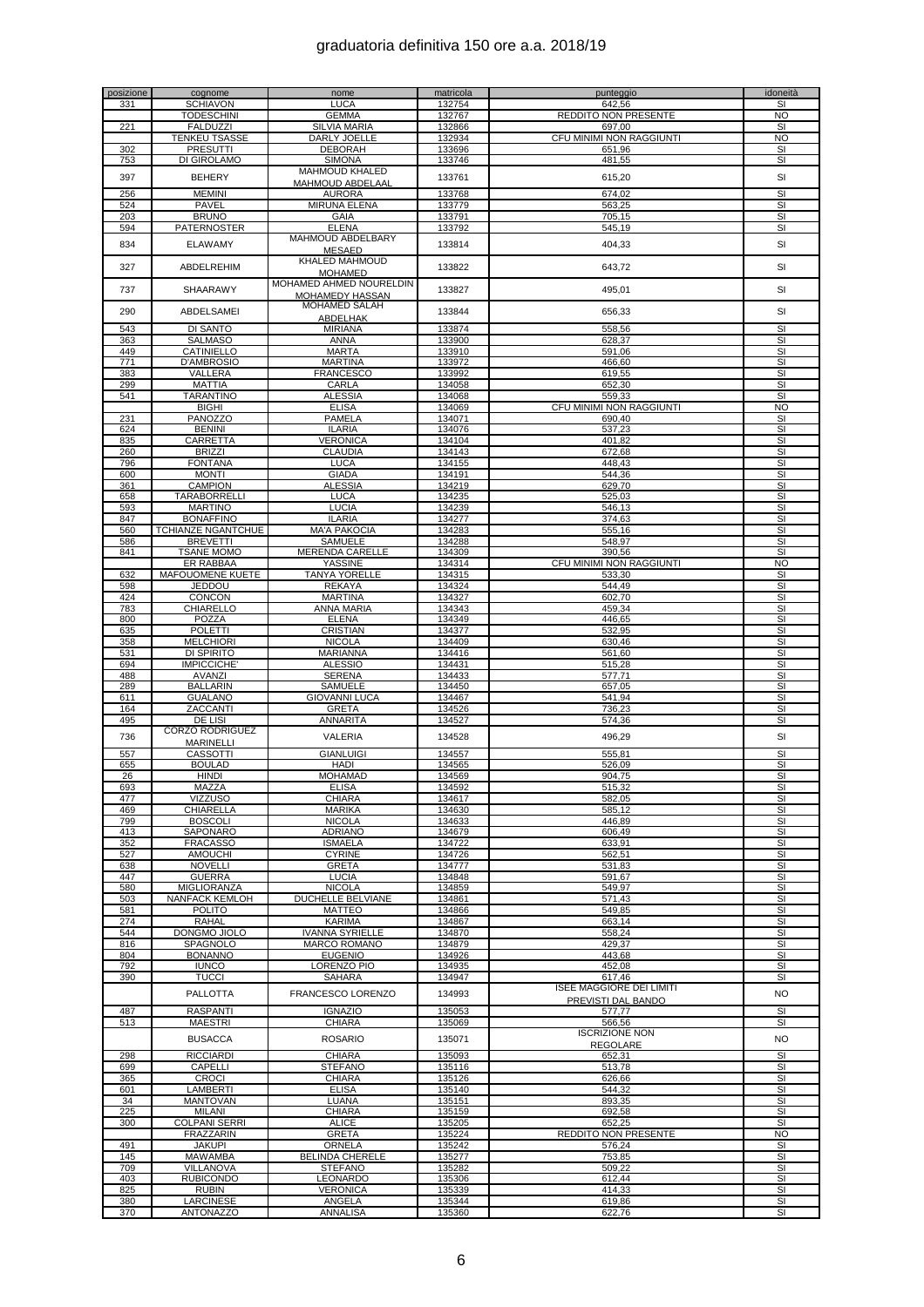# graduatoria definitiva 150 ore a.a. 2018/19

| posizione | cognome | nome | matricola | punteggio | idoneità |
|---|---|---|---|---|---|
| 331 | SCHIAVON | LUCA | 132754 | 642,56 | SI |
| | TODESCHINI | GEMMA | 132767 | REDDITO NON PRESENTE | NO |
| 221 | FALDUZZI | SILVIA MARIA | 132866 | 697,00 | SI |
| | TENKEU TSASSE | DARLY JOELLE | 132934 | CFU MINIMI NON RAGGIUNTI | NO |
| 302 | PRESUTTI | DEBORAH | 133696 | 651,96 | SI |
| 753 | DI GIROLAMO | SIMONA | 133746 | 481,55 | SI |
| 397 | BEHERY | MAHMOUD KHALED MAHMOUD ABDELAAL | 133761 | 615,20 | SI |
| 256 | MEMINI | AURORA | 133768 | 674,02 | SI |
| 524 | PAVEL | MIRUNA ELENA | 133779 | 563,25 | SI |
| 203 | BRUNO | GAIA | 133791 | 705,15 | SI |
| 594 | PATERNOSTER | ELENA | 133792 | 545,19 | SI |
| 834 | ELAWAMY | MAHMOUD ABDELBARY MESAED | 133814 | 404,33 | SI |
| 327 | ABDELREHIM | KHALED MAHMOUD MOHAMED | 133822 | 643,72 | SI |
| 737 | SHAARAWY | MOHAMED AHMED NOURELDIN MOHAMEDY HASSAN | 133827 | 495,01 | SI |
| 290 | ABDELSAMEI | MOHAMED SALAH ABDELHAK | 133844 | 656,33 | SI |
| 543 | DI SANTO | MIRIANA | 133874 | 558,56 | SI |
| 363 | SALMASO | ANNA | 133900 | 628,37 | SI |
| 449 | CATINIELLO | MARTA | 133910 | 591,06 | SI |
| 771 | D'AMBROSIO | MARTINA | 133972 | 466,60 | SI |
| 383 | VALLERA | FRANCESCO | 133992 | 619,55 | SI |
| 299 | MATTIA | CARLA | 134058 | 652,30 | SI |
| 541 | TARANTINO | ALESSIA | 134068 | 559,33 | SI |
| | BIGHI | ELISA | 134069 | CFU MINIMI NON RAGGIUNTI | NO |
| 231 | PANOZZO | PAMELA | 134071 | 690,40 | SI |
| 624 | BENINI | ILARIA | 134076 | 537,23 | SI |
| 835 | CARRETTA | VERONICA | 134104 | 401,82 | SI |
| 260 | BRIZZI | CLAUDIA | 134143 | 672,68 | SI |
| 796 | FONTANA | LUCA | 134155 | 448,43 | SI |
| 600 | MONTI | GIADA | 134191 | 544,36 | SI |
| 361 | CAMPION | ALESSIA | 134219 | 629,70 | SI |
| 658 | TARABORRELLI | LUCA | 134235 | 525,03 | SI |
| 593 | MARTINO | LUCIA | 134239 | 546,13 | SI |
| 847 | BONAFFINO | ILARIA | 134277 | 374,63 | SI |
| 560 | TCHIANZE NGANTCHUE | MA'A PAKOCIA | 134283 | 555,16 | SI |
| 586 | BREVETTI | SAMUELE | 134288 | 548,97 | SI |
| 841 | TSANE MOMO | MERENDA CARELLE | 134309 | 390,56 | SI |
| | ER RABBAA | YASSINE | 134314 | CFU MINIMI NON RAGGIUNTI | NO |
| 632 | MAFOUOMENE KUETE | TANYA YORELLE | 134315 | 533,30 | SI |
| 598 | JEDDOU | REKAYA | 134324 | 544,49 | SI |
| 424 | CONCON | MARTINA | 134327 | 602,70 | SI |
| 783 | CHIARELLO | ANNA MARIA | 134343 | 459,34 | SI |
| 800 | POZZA | ELENA | 134349 | 446,65 | SI |
| 635 | POLETTI | CRISTIAN | 134377 | 532,95 | SI |
| 358 | MELCHIORI | NICOLA | 134409 | 630,46 | SI |
| 531 | DI SPIRITO | MARIANNA | 134416 | 561,60 | SI |
| 694 | IMPICCICHE' | ALESSIO | 134431 | 515,28 | SI |
| 488 | AVANZI | SERENA | 134433 | 577,71 | SI |
| 289 | BALLARIN | SAMUELE | 134450 | 657,05 | SI |
| 611 | GUALANO | GIOVANNI LUCA | 134467 | 541,94 | SI |
| 164 | ZACCANTI | GRETA | 134526 | 736,23 | SI |
| 495 | DE LISI | ANNARITA | 134527 | 574,36 | SI |
| 736 | CORZO RODRIGUEZ MARINELLI | VALERIA | 134528 | 496,29 | SI |
| 557 | CASSOTTI | GIANLUIGI | 134557 | 555,81 | SI |
| 655 | BOULAD | HADI | 134565 | 526,09 | SI |
| 26 | HINDI | MOHAMAD | 134569 | 904,75 | SI |
| 693 | MAZZA | ELISA | 134592 | 515,32 | SI |
| 477 | VIZZUSO | CHIARA | 134617 | 582,05 | SI |
| 469 | CHIARELLA | MARIKA | 134630 | 585,12 | SI |
| 799 | BOSCOLI | NICOLA | 134633 | 446,89 | SI |
| 413 | SAPONARO | ADRIANO | 134679 | 606,49 | SI |
| 352 | FRACASSO | ISMAELA | 134722 | 633,91 | SI |
| 527 | AMOUCHI | CYRINE | 134726 | 562,51 | SI |
| 638 | NOVELLI | GRETA | 134777 | 531,83 | SI |
| 447 | GUERRA | LUCIA | 134848 | 591,67 | SI |
| 580 | MIGLIORANZA | NICOLA | 134859 | 549,97 | SI |
| 503 | NANFACK KEMLOH | DUCHELLE BELVIANE | 134861 | 571,43 | SI |
| 581 | POLITO | MATTEO | 134866 | 549,85 | SI |
| 274 | RAHAL | KARIMA | 134867 | 663,14 | SI |
| 544 | DONGMO JIOLO | IVANNA SYRIELLE | 134870 | 558,24 | SI |
| 816 | SPAGNOLO | MARCO ROMANO | 134879 | 429,37 | SI |
| 804 | BONANNO | EUGENIO | 134926 | 443,68 | SI |
| 792 | IUNCO | LORENZO PIO | 134935 | 452,08 | SI |
| 390 | TUCCI | SAHARA | 134947 | 617,46 | SI |
| | PALLOTTA | FRANCESCO LORENZO | 134993 | ISEE MAGGIORE DEI LIMITI PREVISTI DAL BANDO | NO |
| 487 | RASPANTI | IGNAZIO | 135053 | 577,77 | SI |
| 513 | MAESTRI | CHIARA | 135069 | 566,56 | SI |
| | BUSACCA | ROSARIO | 135071 | ISCRIZIONE NON REGOLARE | NO |
| 298 | RICCIARDI | CHIARA | 135093 | 652,31 | SI |
| 699 | CAPELLI | STEFANO | 135116 | 513,78 | SI |
| 365 | CROCI | CHIARA | 135126 | 626,66 | SI |
| 601 | LAMBERTI | ELISA | 135140 | 544,32 | SI |
| 34 | MANTOVAN | LUANA | 135151 | 893,35 | SI |
| 225 | MILANI | CHIARA | 135159 | 692,58 | SI |
| 300 | COLPANI SERRI | ALICE | 135205 | 652,25 | SI |
| | FRAZZARIN | GRETA | 135224 | REDDITO NON PRESENTE | NO |
| 491 | JAKUPI | ORNELA | 135242 | 576,24 | SI |
| 145 | MAWAMBA | BELINDA CHERELE | 135277 | 753,85 | SI |
| 709 | VILLANOVA | STEFANO | 135282 | 509,22 | SI |
| 403 | RUBICONDO | LEONARDO | 135306 | 612,44 | SI |
| 825 | RUBIN | VERONICA | 135339 | 414,33 | SI |
| 380 | LARCINESE | ANGELA | 135344 | 619,86 | SI |
| 370 | ANTONAZZO | ANNALISA | 135360 | 622,76 | SI |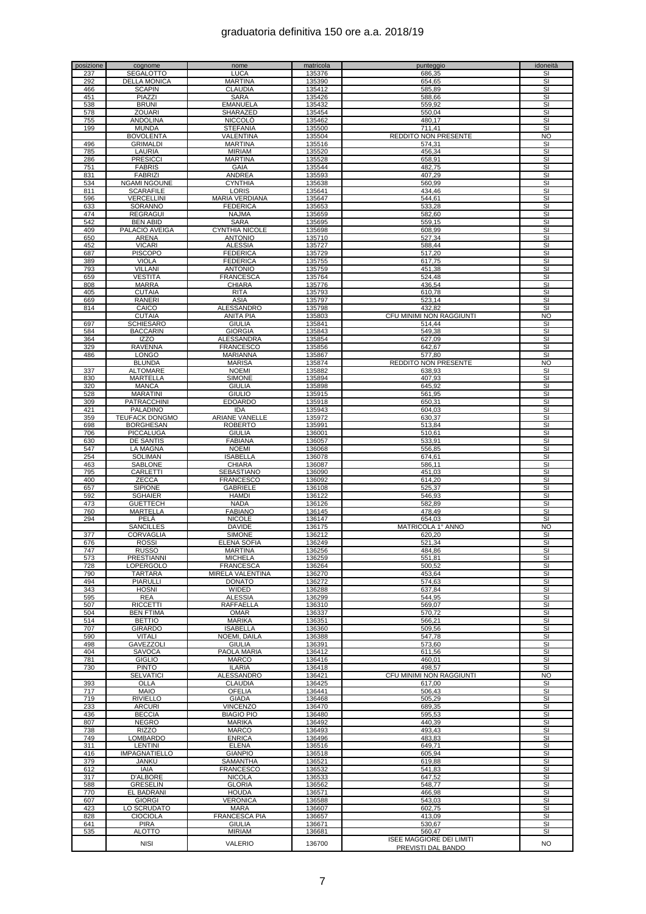# graduatoria definitiva 150 ore a.a. 2018/19

| posizione | cognome | nome | matricola | punteggio | idoneità |
|---|---|---|---|---|---|
| 237 | SEGALOTTO | LUCA | 135376 | 686,35 | SI |
| 292 | DELLA MONICA | MARTINA | 135390 | 654,65 | SI |
| 466 | SCAPIN | CLAUDIA | 135412 | 585,89 | SI |
| 451 | PIAZZI | SARA | 135426 | 588,66 | SI |
| 538 | BRUNI | EMANUELA | 135432 | 559,92 | SI |
| 578 | ZOUARI | SHARAZED | 135454 | 550,04 | SI |
| 755 | ANDOLINA | NICCOLÒ | 135462 | 480,17 | SI |
| 199 | MUNDA | STEFANIA | 135500 | 711,41 | SI |
| | BOVOLENTA | VALENTINA | 135504 | REDDITO NON PRESENTE | NO |
| 496 | GRIMALDI | MARTINA | 135516 | 574,31 | SI |
| 785 | LAURIA | MIRIAM | 135520 | 456,34 | SI |
| 286 | PRESICCI | MARTINA | 135528 | 658,91 | SI |
| 751 | FABRIS | GAIA | 135544 | 482,75 | SI |
| 831 | FABRIZI | ANDREA | 135593 | 407,29 | SI |
| 534 | NGAMI NGOUNE | CYNTHIA | 135638 | 560,99 | SI |
| 811 | SCARAFILE | LORIS | 135641 | 434,46 | SI |
| 596 | VERCELLINI | MARIA VERDIANA | 135647 | 544,61 | SI |
| 633 | SORANNO | FEDERICA | 135653 | 533,28 | SI |
| 474 | REGRAGUI | NAJMA | 135659 | 582,60 | SI |
| 542 | BEN ABID | SARA | 135695 | 559,15 | SI |
| 409 | PALACIO AVEIGA | CYNTHIA NICOLE | 135698 | 608,99 | SI |
| 650 | ARENA | ANTONIO | 135710 | 527,34 | SI |
| 452 | VICARI | ALESSIA | 135727 | 588,44 | SI |
| 687 | PISCOPO | FEDERICA | 135729 | 517,20 | SI |
| 389 | VIOLA | FEDERICA | 135755 | 617,75 | SI |
| 793 | VILLANI | ANTONIO | 135759 | 451,38 | SI |
| 659 | VESTITA | FRANCESCA | 135764 | 524,48 | SI |
| 808 | MARRA | CHIARA | 135776 | 436,54 | SI |
| 405 | CUTAIA | RITA | 135793 | 610,78 | SI |
| 669 | RANERI | ASIA | 135797 | 523,14 | SI |
| 814 | CAICO | ALESSANDRO | 135798 | 432,82 | SI |
| | CUTAIA | ANITA PIA | 135803 | CFU MINIMI NON RAGGIUNTI | NO |
| 697 | SCHIESARO | GIULIA | 135841 | 514,44 | SI |
| 584 | BACCARIN | GIORGIA | 135843 | 549,38 | SI |
| 364 | IZZO | ALESSANDRA | 135854 | 627,09 | SI |
| 329 | RAVENNA | FRANCESCO | 135856 | 642,67 | SI |
| 486 | LONGO | MARIANNA | 135867 | 577,80 | SI |
| | BLUNDA | MARISA | 135874 | REDDITO NON PRESENTE | NO |
| 337 | ALTOMARE | NOEMI | 135882 | 638,93 | SI |
| 830 | MARTELLA | SIMONE | 135894 | 407,93 | SI |
| 320 | MANCA | GIULIA | 135898 | 645,92 | SI |
| 528 | MARATINI | GIULIO | 135915 | 561,95 | SI |
| 309 | PATRACCHINI | EDOARDO | 135918 | 650,31 | SI |
| 421 | PALADINO | IDA | 135943 | 604,03 | SI |
| 359 | TEUFACK DONGMO | ARIANE VANELLE | 135972 | 630,37 | SI |
| 698 | BORGHESAN | ROBERTO | 135991 | 513,84 | SI |
| 706 | PICCALUGA | GIULIA | 136001 | 510,61 | SI |
| 630 | DE SANTIS | FABIANA | 136057 | 533,91 | SI |
| 547 | LA MAGNA | NOEMI | 136068 | 556,85 | SI |
| 254 | SOLIMAN | ISABELLA | 136078 | 674,61 | SI |
| 463 | SABLONE | CHIARA | 136087 | 586,11 | SI |
| 795 | CARLETTI | SEBASTIANO | 136090 | 451,03 | SI |
| 400 | ZECCA | FRANCESCO | 136092 | 614,20 | SI |
| 657 | SIPIONE | GABRIELE | 136108 | 525,37 | SI |
| 592 | SGHAIER | HAMDI | 136122 | 546,93 | SI |
| 473 | GUETTECH | NADA | 136126 | 582,89 | SI |
| 760 | MARTELLA | FABIANO | 136145 | 478,49 | SI |
| 294 | PELÀ | NICOLE | 136147 | 654,03 | SI |
| | SANCILLES | DAVIDE | 136175 | MATRICOLA 1° ANNO | NO |
| 377 | CORVAGLIA | SIMONE | 136212 | 620,20 | SI |
| 676 | ROSSI | ELENA SOFIA | 136249 | 521,34 | SI |
| 747 | RUSSO | MARTINA | 136256 | 484,86 | SI |
| 573 | PRESTIANNI | MICHELA | 136259 | 551,81 | SI |
| 728 | LOPERGOLO | FRANCESCA | 136264 | 500,52 | SI |
| 790 | TARTARA | MIRELA VALENTINA | 136270 | 453,64 | SI |
| 494 | PIARULLI | DONATO | 136272 | 574,63 | SI |
| 343 | HOSNI | WIDED | 136288 | 637,84 | SI |
| 595 | REA | ALESSIA | 136299 | 544,95 | SI |
| 507 | RICCETTI | RAFFAELLA | 136310 | 569,07 | SI |
| 504 | BEN FTIMA | OMAR | 136337 | 570,72 | SI |
| 514 | BETTIO | MARIKA | 136351 | 566,21 | SI |
| 707 | GIRARDO | ISABELLA | 136360 | 509,56 | SI |
| 590 | VITALI | NOEMI, DAILA | 136388 | 547,78 | SI |
| 498 | GAVEZZOLI | GIULIA | 136391 | 573,60 | SI |
| 404 | SAVOCA | PAOLA MARIA | 136412 | 611,56 | SI |
| 781 | GIGLIO | MARCO | 136416 | 460,01 | SI |
| 730 | PINTO | ILARIA | 136418 | 498,57 | SI |
| | SELVATICI | ALESSANDRO | 136421 | CFU MINIMI NON RAGGIUNTI | NO |
| 393 | OLLA | CLAUDIA | 136425 | 617,00 | SI |
| 717 | MAIO | OFELIA | 136441 | 506,43 | SI |
| 719 | RIVIELLO | GIADA | 136468 | 505,29 | SI |
| 233 | ARCURI | VINCENZO | 136470 | 689,35 | SI |
| 436 | BECCIA | BIAGIO PIO | 136480 | 595,53 | SI |
| 807 | NEGRO | MARIKA | 136492 | 440,39 | SI |
| 738 | RIZZO | MARCO | 136493 | 493,43 | SI |
| 749 | LOMBARDO | ENRICA | 136496 | 483,83 | SI |
| 311 | LENTINI | ELENA | 136516 | 649,71 | SI |
| 416 | IMPAGNATIELLO | GIANPIO | 136518 | 605,94 | SI |
| 379 | JANKU | SAMANTHA | 136521 | 619,88 | SI |
| 612 | IAIA | FRANCESCO | 136532 | 541,83 | SI |
| 317 | D'ALBORE | NICOLA | 136533 | 647,52 | SI |
| 588 | GRESELIN | GLORIA | 136562 | 548,77 | SI |
| 770 | EL BADRANI | HOUDA | 136571 | 466,98 | SI |
| 607 | GIORGI | VERONICA | 136588 | 543,03 | SI |
| 423 | LO SCRUDATO | MARA | 136607 | 602,75 | SI |
| 828 | CIOCIOLA | FRANCESCA PIA | 136657 | 413,09 | SI |
| 641 | PIRA | GIULIA | 136671 | 530,67 | SI |
| 535 | ALOTTO | MIRIAM | 136681 | 560,47 | SI |
| | NISI | VALERIO | 136700 | ISEE MAGGIORE DEI LIMITI PREVISTI DAL BANDO | NO |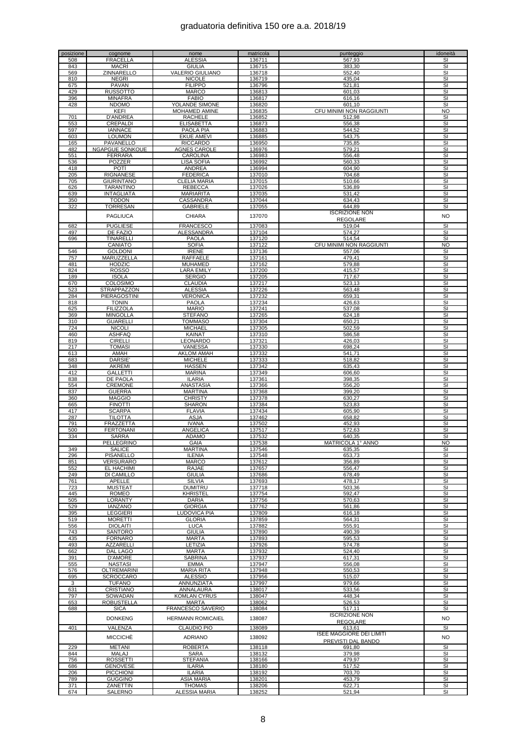# graduatoria definitiva 150 ore a.a. 2018/19

| posizione | cognome | nome | matricola | punteggio | idoneità |
|---|---|---|---|---|---|
| 508 | FRACELLA | ALESSIA | 136711 | 567,93 | SI |
| 843 | MACRÌ | GIULIA | 136715 | 383,30 | SI |
| 569 | ZINNARELLO | VALERIO GIULIANO | 136718 | 552,40 | SI |
| 810 | NEGRI | NICOLE | 136719 | 435,04 | SI |
| 675 | PAVAN | FILIPPO | 136796 | 521,81 | SI |
| 429 | RUSSOTTO | MARCO | 136813 | 601,03 | SI |
| 396 | MINAFRA | FABIO | 136817 | 616,16 | SI |
| 428 | NDOMO | YOLANDE SIMONE | 136820 | 601,10 | SI |
| | KEFI | MOHAMED AMINE | 136835 | CFU MINIMI NON RAGGIUNTI | NO |
| 701 | D'ANDREA | RACHELE | 136852 | 512,98 | SI |
| 553 | CREPALDI | ELISABETTA | 136873 | 556,38 | SI |
| 597 | IANNACE | PAOLA PIA | 136883 | 544,52 | SI |
| 603 | LOUMON | EKUE AMEVI | 136885 | 543,75 | SI |
| 165 | PAVANELLO | RICCARDO | 136950 | 735,85 | SI |
| 482 | NGAPGUE SONKOUE | AGNES CAROLE | 136976 | 579,21 | SI |
| 551 | FERRARA | CAROLINA | 136983 | 556,48 | SI |
| 536 | POZZER | LISA SOFIA | 136992 | 560,33 | SI |
| 418 | POTÌ | ANDREA | 136994 | 604,90 | SI |
| 205 | RIGNANESE | FEDERICA | 137010 | 704,68 | SI |
| 705 | GIURINTANO | CLELIA MARIA | 137015 | 510,66 | SI |
| 626 | TARANTINO | REBECCA | 137026 | 536,89 | SI |
| 639 | INTAGLIATA | MARIARITA | 137035 | 531,42 | SI |
| 350 | TODON | CASSANDRA | 137044 | 634,43 | SI |
| 322 | TORRESAN | GABRIELE | 137055 | 644,89 | SI |
| | PAGLIUCA | CHIARA | 137070 | ISCRIZIONE NON REGOLARE | NO |
| 682 | PUGLIESE | FRANCESCO | 137083 | 519,04 | SI |
| 497 | DE FAZIO | ALESSANDRA | 137104 | 574,27 | SI |
| 696 | TINARELLI | PAOLA | 137120 | 514,54 | SI |
| | CANIATO | SOFIA | 137122 | CFU MINIMI NON RAGGIUNTI | NO |
| 546 | GOLDONI | IRENE | 137136 | 557,06 | SI |
| 757 | MARUZZELLA | RAFFAELE | 137161 | 479,41 | SI |
| 481 | HODZIC | MUHAMED | 137162 | 579,88 | SI |
| 824 | ROSSO | LARA EMILY | 137200 | 415,57 | SI |
| 189 | ISOLA | SERGIO | 137205 | 717,67 | SI |
| 670 | COLOSIMO | CLAUDIA | 137217 | 523,13 | SI |
| 523 | STRAPPAZZON | ALESSIA | 137226 | 563,48 | SI |
| 284 | PIERAGOSTINI | VERONICA | 137232 | 659,31 | SI |
| 818 | TONIN | PAOLA | 137234 | 426,63 | SI |
| 625 | FILIZZOLA | MARIO | 137241 | 537,08 | SI |
| 369 | MINGOLLA | STEFANO | 137265 | 624,18 | SI |
| 310 | GUARELLI | TOMMASO | 137304 | 650,21 | SI |
| 724 | NICOLI | MICHAEL | 137305 | 502,59 | SI |
| 460 | ASHFAQ | KAINAT | 137310 | 586,58 | SI |
| 819 | CIRELLI | LEONARDO | 137321 | 426,03 | SI |
| 217 | TOMASI | VANESSA | 137330 | 698,24 | SI |
| 613 | AMAH | AKLOM AMAH | 137332 | 541,71 | SI |
| 683 | DARSIE' | MICHELE | 137333 | 518,82 | SI |
| 348 | AKREMI | HASSEN | 137342 | 635,43 | SI |
| 412 | GALLETTI | MARINA | 137349 | 606,60 | SI |
| 838 | DE PAOLA | ILARIA | 137361 | 398,35 | SI |
| 554 | CREMONE | ANASTASIA | 137366 | 556,20 | SI |
| 837 | GUERRA | MARTINA | 137368 | 399,20 | SI |
| 360 | MAGGIO | CHRISTY | 137378 | 630,27 | SI |
| 665 | FINOTTI | SHARON | 137384 | 523,83 | SI |
| 417 | SCARPA | FLAVIA | 137434 | 605,90 | SI |
| 287 | TILOTTA | ASJA | 137462 | 658,82 | SI |
| 791 | FRAZZETTA | IVANA | 137502 | 452,93 | SI |
| 500 | FERTONANI | ANGELICA | 137517 | 572,63 | SI |
| 334 | SARRA | ADAMO | 137532 | 640,35 | SI |
| | PELLEGRINO | GAIA | 137538 | MATRICOLA 1° ANNO | NO |
| 349 | SALICE | MARTINA | 137546 | 635,35 | SI |
| 296 | PISANELLO | ILENIA | 137548 | 653,73 | SI |
| 851 | VERSURARO | MARCO | 137612 | 356,89 | SI |
| 552 | EL HACHIMI | RAJAE | 137657 | 556,47 | SI |
| 249 | DI CAMILLO | GIULIA | 137686 | 678,49 | SI |
| 761 | APELLE | SILVIA | 137693 | 478,17 | SI |
| 723 | MUSTEAT | DUMITRU | 137718 | 503,36 | SI |
| 445 | ROMEO | KHRISTEL | 137754 | 592,47 | SI |
| 505 | LORANTY | DARIA | 137756 | 570,63 | SI |
| 529 | IANZANO | GIORGIA | 137762 | 561,86 | SI |
| 395 | LEGGIERI | LUDOVICA PIA | 137809 | 616,18 | SI |
| 519 | MORETTI | GLORIA | 137859 | 564,31 | SI |
| 556 | DIOLAITI | LUCA | 137882 | 555,91 | SI |
| 743 | SANTORO | GIULIA | 137890 | 490,39 | SI |
| 435 | FORNARO | MARTA | 137893 | 595,53 | SI |
| 493 | AZZARELLI | LETIZIA | 137926 | 574,78 | SI |
| 662 | DAL LAGO | MARTA | 137932 | 524,40 | SI |
| 391 | D'AMORE | SABRINA | 137937 | 617,31 | SI |
| 555 | NASTASI | EMMA | 137947 | 556,08 | SI |
| 576 | OLTREMARINI | MARIA RITA | 137948 | 550,53 | SI |
| 695 | SCROCCARO | ALESSIO | 137956 | 515,07 | SI |
| 3 | TUFANO | ANNUNZIATA | 137997 | 979,66 | SI |
| 631 | CRISTIANO | ANNALAURA | 138017 | 533,56 | SI |
| 797 | SOWADAN | KOMLAN CYRUS | 138047 | 448,34 | SI |
| 653 | ROBUSTELLA | MARTA | 138062 | 526,53 | SI |
| 688 | SICA | FRANCESCO SAVERIO | 138084 | 517,11 | SI |
| | DONKENG | HERMANN ROMICAIEL | 138087 | ISCRIZIONE NON REGOLARE | NO |
| 401 | VALENZA | CLAUDIO PIO | 138089 | 613,61 | SI |
| | MICCICHÈ | ADRIANO | 138092 | ISEE MAGGIORE DEI LIMITI PREVISTI DAL BANDO | NO |
| 229 | METANI | ROBERTA | 138118 | 691,80 | SI |
| 844 | MALAJ | SARA | 138132 | 379,98 | SI |
| 756 | ROSSETTI | STEFANIA | 138166 | 479,97 | SI |
| 686 | GENOVESE | ILARIA | 138180 | 517,52 | SI |
| 206 | PICCHIONI | ILARIA | 138192 | 703,70 | SI |
| 789 | GUGGINO | ASIA MARIA | 138201 | 453,79 | SI |
| 371 | ZANETTIN | THOMAS | 138206 | 622,71 | SI |
| 674 | SALERNO | ALESSIA MARIA | 138252 | 521,94 | SI |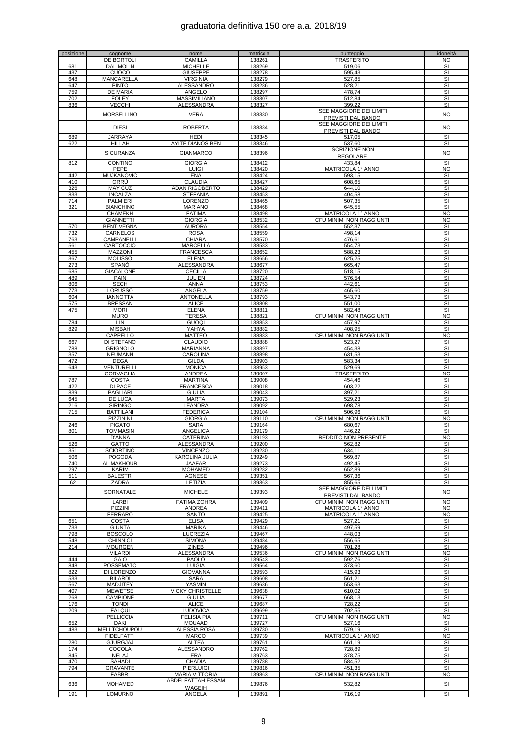# graduatoria definitiva 150 ore a.a. 2018/19

| posizione | cognome | nome | matricola | punteggio | idoneità |
|---|---|---|---|---|---|
| | DE BORTOLI | CAMILLA | 138261 | TRASFERITO | NO |
| 681 | DAL MOLIN | MICHELLE | 138269 | 519,06 | SI |
| 437 | CUOCO | GIUSEPPE | 138278 | 595,43 | SI |
| 648 | MANCARELLA | VIRGINIA | 138279 | 527,85 | SI |
| 647 | PINTO | ALESSANDRO | 138286 | 528,21 | SI |
| 759 | DE MARIA | ANGELO | 138297 | 478,74 | SI |
| 702 | FOLEY | MASSIMILIANO | 138307 | 512,84 | SI |
| 836 | VECCHI | ALESSANDRA | 138327 | 399,22 | SI |
| | MORSELLINO | VERA | 138330 | ISEE MAGGIORE DEI LIMITI PREVISTI DAL BANDO | NO |
| | DIESI | ROBERTA | 138334 | ISEE MAGGIORE DEI LIMITI PREVISTI DAL BANDO | NO |
| 689 | JARRAYA | HEDI | 138345 | 517,05 | SI |
| 622 | HILLAH | AYITE DIANOS BEN | 138346 | 537,60 | SI |
| | SICURANZA | GIANMARCO | 138396 | ISCRIZIONE NON REGOLARE | NO |
| 812 | CONTINO | GIORGIA | 138412 | 433,84 | SI |
| | PEPE | LUIGI | 138420 | MATRICOLA 1° ANNO | NO |
| 442 | MUJKANOVIC | ENA | 138424 | 593,15 | SI |
| 410 | ORRÙ | CLAUDIA | 138427 | 608,65 | SI |
| 326 | MAY CUZ | ADAN RIGOBERTO | 138429 | 644,10 | SI |
| 833 | INCALZA | STEFANIA | 138453 | 404,58 | SI |
| 714 | PALMIERI | LORENZO | 138465 | 507,35 | SI |
| 321 | BIANCHINO | MARIANO | 138468 | 645,55 | SI |
| | CHAMEKH | FATIMA | 138498 | MATRICOLA 1° ANNO | NO |
| | GIANNETTI | GIORGIA | 138532 | CFU MINIMI NON RAGGIUNTI | NO |
| 570 | BENTIVEGNA | AURORA | 138554 | 552,37 | SI |
| 732 | CARNELOS | ROSA | 138559 | 498,14 | SI |
| 763 | CAMPANELLI | CHIARA | 138570 | 476,61 | SI |
| 561 | CARTOCCIO | MARCELLA | 138583 | 554,73 | SI |
| 455 | MAZZONI | FRANCESCA | 138652 | 588,23 | SI |
| 367 | MOLISSO | ELENA | 138656 | 625,25 | SI |
| 273 | SPANÒ | ALESSANDRA | 138677 | 665,47 | SI |
| 685 | GIACALONE | CECILIA | 138720 | 518,15 | SI |
| 489 | PAIN | JULIEN | 138724 | 576,54 | SI |
| 806 | SECH | ANNA | 138753 | 442,61 | SI |
| 773 | LORUSSO | ANGELA | 138759 | 465,60 | SI |
| 604 | IANNOTTA | ANTONELLA | 138793 | 543,73 | SI |
| 575 | BRESSAN | ALICE | 138808 | 551,00 | SI |
| 475 | MORI | ELENA | 138811 | 582,48 | SI |
| | MURO | TERESA | 138821 | CFU MINIMI NON RAGGIUNTI | NO |
| 784 | LIN | GUOQI | 138853 | 457,97 | SI |
| 829 | MISBAH | YAHYA | 138882 | 408,95 | SI |
| | CAPPELLO | MATTEO | 138883 | CFU MINIMI NON RAGGIUNTI | NO |
| 667 | DI STEFANO | CLAUDIO | 138888 | 523,27 | SI |
| 788 | GRIGNOLO | MARIANNA | 138897 | 454,38 | SI |
| 357 | NEUMANN | CAROLINA | 138898 | 631,53 | SI |
| 472 | DEGA | GILDA | 138903 | 583,34 | SI |
| 643 | VENTURELLI | MONICA | 138953 | 529,69 | SI |
| | CORVAGLIA | ANDREA | 139007 | TRASFERITO | NO |
| 787 | COSTA | MARTINA | 139008 | 454,46 | SI |
| 422 | DI PACE | FRANCESCA | 139018 | 603,22 | SI |
| 839 | PAGLIARI | GIULIA | 139043 | 397,21 | SI |
| 645 | DE LUCA | MARTA | 139073 | 529,23 | SI |
| 216 | SIRINGO | LEANDRA | 139092 | 698,78 | SI |
| 715 | BATTILANI | FEDERICA | 139104 | 506,96 | SI |
| | PIZZININI | GIORGIA | 139110 | CFU MINIMI NON RAGGIUNTI | NO |
| 246 | PIGATO | SARA | 139164 | 680,67 | SI |
| 801 | TOMMASIN | ANGELICA | 139179 | 446,22 | SI |
| | D'ANNA | CATERINA | 139193 | REDDITO NON PRESENTE | NO |
| 526 | GATTO | ALESSANDRA | 139200 | 562,82 | SI |
| 351 | SCIORTINO | VINCENZO | 139230 | 634,11 | SI |
| 506 | POGODA | KAROLINA JULIA | 139249 | 569,87 | SI |
| 740 | AL MAKHOUR | JAAFAR | 139273 | 492,45 | SI |
| 297 | KARIM | MOHAMED | 139282 | 652,89 | SI |
| 511 | BALESTRI | AGNESE | 139351 | 567,36 | SI |
| 62 | ZADRA | LETIZIA | 139363 | 855,65 | SI |
| | SORNATALE | MICHELE | 139393 | ISEE MAGGIORE DEI LIMITI PREVISTI DAL BANDO | NO |
| | LARBI | FATIMA ZOHRA | 139409 | CFU MINIMI NON RAGGIUNTI | NO |
| | PIZZINI | ANDREA | 139411 | MATRICOLA 1° ANNO | NO |
| | FERRARO | SANTO | 139425 | MATRICOLA 1° ANNO | NO |
| 651 | COSTA | ELISA | 139429 | 527,21 | SI |
| 733 | GIUNTA | MARIKA | 139446 | 497,59 | SI |
| 798 | BOSCOLO | LUCREZIA | 139467 | 448,03 | SI |
| 548 | CHINNICI | SIMONA | 139484 | 556,65 | SI |
| 214 | MOURGEN | ZINEB | 139496 | 701,28 | SI |
| | VILARDI | ALESSANDRA | 139536 | CFU MINIMI NON RAGGIUNTI | NO |
| 444 | GAIO | PAOLO | 139543 | 592,76 | SI |
| 848 | POSSEMATO | LUIGIA | 139564 | 373,60 | SI |
| 822 | DI LORENZO | GIOVANNA | 139593 | 415,93 | SI |
| 533 | BILARDI | SARA | 139608 | 561,21 | SI |
| 567 | MADJITEY | YASMIN | 139636 | 553,63 | SI |
| 407 | MEWETSE | VICKY CHRISTELLE | 139638 | 610,02 | SI |
| 268 | CAMPIONE | GIULIA | 139677 | 668,13 | SI |
| 176 | TONDI | ALICE | 139687 | 728,22 | SI |
| 209 | FALQUI | LUDOVICA | 139699 | 702,55 | SI |
| | PELLICCIA | FELISIA PIA | 139711 | CFU MINIMI NON RAGGIUNTI | NO |
| 652 | DAKI | MOUAAD | 139727 | 527,16 | SI |
| 483 | MELI TCHOUPOU | ALESSIA ROSA | 139730 | 579,19 | SI |
| | FIDELFATTI | MARCO | 139739 | MATRICOLA 1° ANNO | NO |
| 280 | GJURGJAJ | ALTEA | 139761 | 661,19 | SI |
| 174 | COCOLA | ALESSANDRO | 139762 | 728,89 | SI |
| 845 | NELAJ | ERA | 139763 | 378,75 | SI |
| 470 | SAHADI | CHADIA | 139788 | 584,52 | SI |
| 794 | GRAVANTE | PIERLUIGI | 139816 | 451,35 | SI |
| | FABBRI | MARIA VITTORIA | 139863 | CFU MINIMI NON RAGGIUNTI | NO |
| 636 | MOHAMED | ABDELFATTAH ESSAM WAGEIH | 139876 | 532,82 | SI |
| 191 | LOMURNO | ANGELA | 139891 | 716,19 | SI |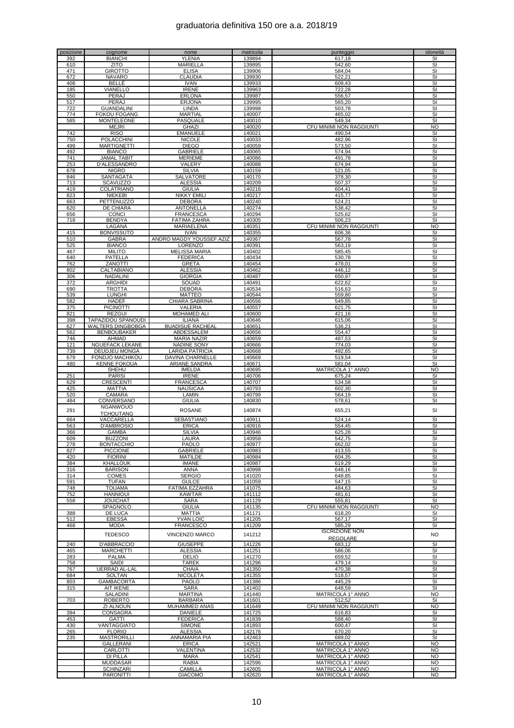# graduatoria definitiva 150 ore a.a. 2018/19

| posizione | cognome | nome | matricola | punteggio | idoneità |
|---|---|---|---|---|---|
| 392 | BIANCHI | YLENIA | 139894 | 617,18 | SI |
| 610 | ZITO | MARIELLA | 139895 | 542,60 | SI |
| 471 | GIROTTO | ELISA | 139906 | 584,04 | SI |
| 672 | NAVARO | CLAUDIA | 139930 | 522,21 | SI |
| 408 | BELLÉ | IVAN | 139933 | 609,43 | SI |
| 185 | VIANELLO | IRENE | 139963 | 722,28 | SI |
| 550 | PERAJ | ERLONA | 139987 | 556,57 | SI |
| 517 | PERAJ | ERJONA | 139995 | 565,20 | SI |
| 722 | GUANDALINI | LINDA | 139998 | 503,78 | SI |
| 774 | FOKOU FOGANG | MARTIAL | 140007 | 465,02 | SI |
| 585 | MONTELEONE | PASQUALE | 140010 | 549,34 | SI |
| | MEJRI | GHAZI | 140020 | CFU MINIMI NON RAGGIUNTI | NO |
| 742 | RISO | EMANUELE | 140021 | 490,54 | SI |
| 750 | POLACCHINI | NICOLE | 140033 | 482,96 | SI |
| 499 | MARTIGNETTI | DIEGO | 140059 | 573,50 | SI |
| 492 | BIANCO | GABRIELE | 140065 | 574,94 | SI |
| 741 | JAMAL TABIT | MERIEME | 140086 | 491,78 | SI |
| 253 | D'ALESSANDRO | VALERY | 140088 | 674,94 | SI |
| 678 | NIGRO | SILVIA | 140159 | 521,05 | SI |
| 846 | SANTAGATA | SALVATORE | 140170 | 378,30 | SI |
| 713 | SCAVUZZO | ALESSIA | 140209 | 507,37 | SI |
| 419 | COLATRIANO | GIULIA | 140216 | 604,41 | SI |
| 823 | NIEKEBI | NIKKY EMILI | 140217 | 415,77 | SI |
| 663 | PETTENUZZO | DEBORA | 140240 | 524,21 | SI |
| 620 | DE CHIARA | ANTONELLA | 140274 | 538,42 | SI |
| 656 | CONCI | FRANCESCA | 140294 | 525,62 | SI |
| 718 | BENDYA | FATIMA ZAHRA | 140305 | 506,23 | SI |
| | LAGANÀ | MARIAELENA | 140351 | CFU MINIMI NON RAGGIUNTI | NO |
| 415 | BONVISSUTO | IVAN | 140355 | 606,36 | SI |
| 510 | GABRA | ANDRO MAGDY YOUSSEF AZIZ | 140367 | 567,78 | SI |
| 525 | BIANCO | LORENZO | 140391 | 563,19 | SI |
| 467 | MILITO | MELISSA MARIA | 140402 | 585,45 | SI |
| 640 | PATELLA | FEDERICA | 140434 | 530,78 | SI |
| 762 | ZANOTTI | GRETA | 140454 | 478,01 | SI |
| 802 | CALTABIANO | ALESSIA | 140462 | 446,12 | SI |
| 306 | NADALINI | GIORGIA | 140487 | 650,97 | SI |
| 372 | ARGHIDI | SOUAD | 140491 | 622,62 | SI |
| 690 | TROTTA | DEBORA | 140534 | 516,63 | SI |
| 539 | LUNGHI | MATTEO | 140544 | 559,80 | SI |
| 582 | HADEF | CHIARA SABRINA | 140556 | 549,85 | SI |
| 375 | PICINOTTI | VALERIA | 140557 | 621,75 | SI |
| 821 | REZGUI | MOHAMED ALI | 140600 | 421,16 | SI |
| 398 | TAPAZIDOU SPANOUDI | ILIANA | 140646 | 615,06 | SI |
| 627 | WALTERS DINGBOBGA | BUADISUE RACHEAL | 140651 | 536,21 | SI |
| 562 | BENBOUBAKER | ABDESSALEM | 140656 | 554,47 | SI |
| 746 | AHMAD | MARIA NAZIR | 140659 | 487,53 | SI |
| 121 | NGUEFACK LEKANE | NADINE SONY | 140666 | 774,03 | SI |
| 739 | DEUDJEU MONGA | LARIDA PATRICIA | 140668 | 492,65 | SI |
| 679 | FONDJO MACHIKOU | DAVINA CHARNELLE | 140669 | 519,54 | SI |
| 480 | KENNE FOKOUA | ARIANE SANDRA | 140671 | 581,04 | SI |
| | SHEHU | IMELDA | 140695 | MATRICOLA 1° ANNO | NO |
| 251 | PARISI | IRENE | 140706 | 675,24 | SI |
| 629 | CRESCENTI | FRANCESCA | 140707 | 534,58 | SI |
| 425 | MATTIA | NAUSICAA | 140793 | 602,30 | SI |
| 520 | CAMARA | LAMIN | 140799 | 564,19 | SI |
| 484 | CONVERSANO | GIULIA | 140830 | 578,61 | SI |
| 291 | NGANWOUO TCHOUTANG | ROSANE | 140874 | 655,21 | SI |
| 664 | VACCARELLA | SEBASTIANO | 140911 | 524,14 | SI |
| 563 | D'AMBROSIO | ERICA | 140916 | 554,45 | SI |
| 366 | GAMBA | SILVIA | 140946 | 625,28 | SI |
| 609 | BUZZONI | LAURA | 140958 | 542,75 | SI |
| 278 | BONTACCHIO | PAOLO | 140977 | 662,02 | SI |
| 827 | PICCIONE | GABRIELE | 140983 | 413,55 | SI |
| 420 | FIORINI | MATILDE | 140984 | 604,35 | SI |
| 384 | KHALLOUK | IMANE | 140987 | 619,29 | SI |
| 316 | BARISON | ANNA | 140998 | 648,16 | SI |
| 314 | COMES | SERGIO | 141020 | 648,85 | SI |
| 591 | TUFAN | GULCE | 141059 | 547,15 | SI |
| 748 | TOUAMA | FATIMA EZZAHRA | 141075 | 484,63 | SI |
| 752 | HANNIOUI | KAWTAR | 141112 | 481,61 | SI |
| 558 | JOUICHAT | SARA | 141129 | 555,81 | SI |
| | SPAGNOLO | GIULIA | 141135 | CFU MINIMI NON RAGGIUNTI | NO |
| 388 | DE LUCA | MATTIA | 141171 | 618,20 | SI |
| 512 | EBESSA | YVAN LOIC | 141205 | 567,17 | SI |
| 468 | MODA | FRANCESCO | 141209 | 585,29 | SI |
| | TEDESCO | VINCENZO MARCO | 141212 | ISCRIZIONE NON REGOLARE | NO |
| 240 | D'ABBRACCIO | GIUSEPPE | 141226 | 683,12 | SI |
| 465 | MARCHETTI | ALESSIA | 141251 | 586,06 | SI |
| 283 | PALMA | DELIO | 141270 | 659,52 | SI |
| 758 | SAIDI | TAREK | 141296 | 479,14 | SI |
| 767 | UERRAD AL-LAL | CHAIA | 141350 | 470,38 | SI |
| 684 | SOLTAN | NICOLETA | 141355 | 518,57 | SI |
| 803 | GAMBACORTA | PAOLO | 141386 | 445,29 | SI |
| 315 | AIT IKENE | SARA | 141402 | 648,59 | SI |
| | SALADINI | MARTINA | 141440 | MATRICOLA 1° ANNO | NO |
| 703 | ROBERTO | BARBARA | 141601 | 512,52 | SI |
| | ZI ALNOUN | MUHAMMED ANAS | 141649 | CFU MINIMI NON RAGGIUNTI | NO |
| 394 | CONSAGRA | DANIELE | 141725 | 616,83 | SI |
| 453 | GATTI | FEDERICA | 141839 | 588,40 | SI |
| 430 | VANTAGGIATO | SIMONE | 141893 | 600,47 | SI |
| 265 | FLORIO | ALESSIA | 142176 | 670,20 | SI |
| 235 | MASTRORILLI | ANNAMARIA PIA | 142463 | 689,02 | SI |
| | GALLERANI | ERICA | 142521 | MATRICOLA 1° ANNO | NO |
| | CARLOTTI | VALENTINA | 142532 | MATRICOLA 1° ANNO | NO |
| | DI PILLA | MARA | 142541 | MATRICOLA 1° ANNO | NO |
| | MUDDASAR | RABIA | 142596 | MATRICOLA 1° ANNO | NO |
| | SCHINZARI | CAMILLA | 142605 | MATRICOLA 1° ANNO | NO |
| | PARONITTI | GIACOMO | 142620 | MATRICOLA 1° ANNO | NO |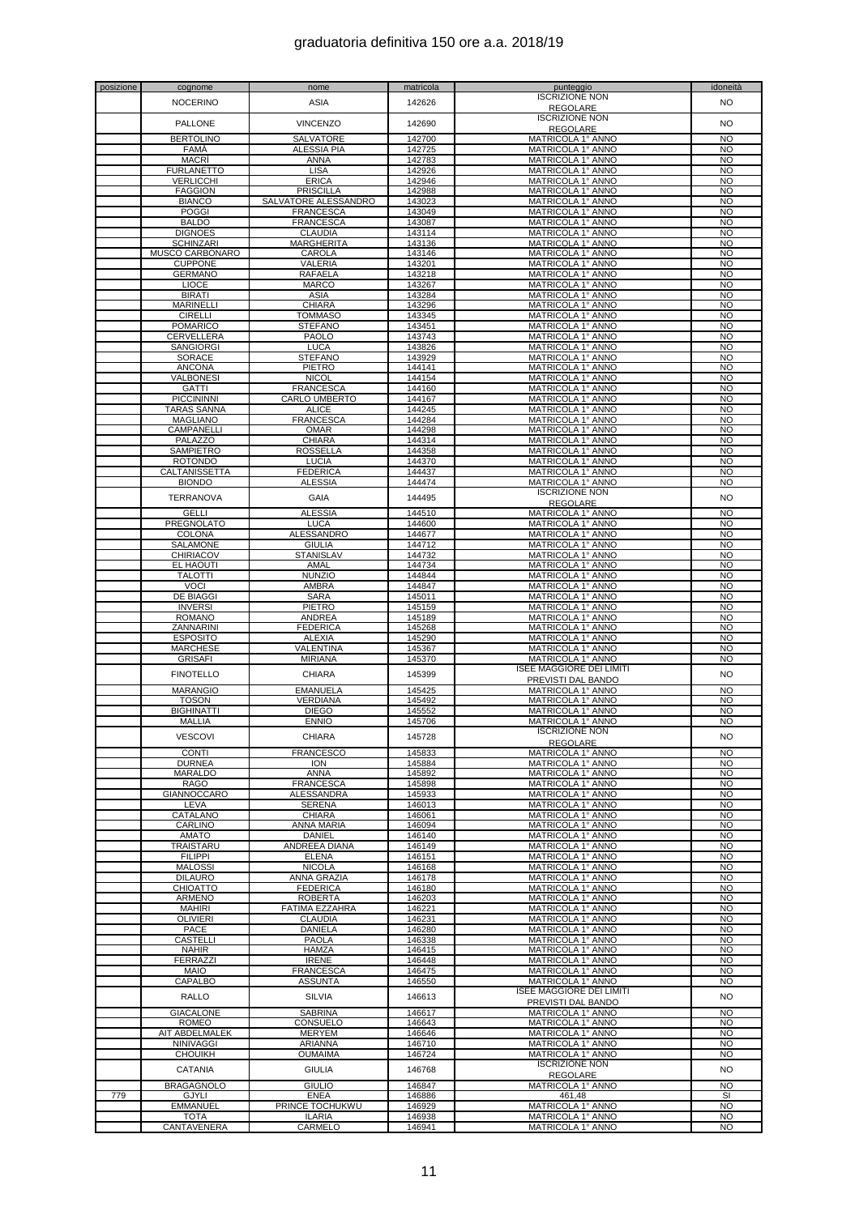# graduatoria definitiva 150 ore a.a. 2018/19

| posizione | cognome | nome | matricola | punteggio | idoneità |
|---|---|---|---|---|---|
| | NOCERINO | ASIA | 142626 | ISCRIZIONE NON REGOLARE | NO |
| | PALLONE | VINCENZO | 142690 | ISCRIZIONE NON REGOLARE | NO |
| | BERTOLINO | SALVATORE | 142700 | MATRICOLA 1° ANNO | NO |
| | FAMÀ | ALESSIA PIA | 142725 | MATRICOLA 1° ANNO | NO |
| | MACRÌ | ANNA | 142783 | MATRICOLA 1° ANNO | NO |
| | FURLANETTO | LISA | 142926 | MATRICOLA 1° ANNO | NO |
| | VERLICCHI | ERICA | 142946 | MATRICOLA 1° ANNO | NO |
| | FAGGION | PRISCILLA | 142988 | MATRICOLA 1° ANNO | NO |
| | BIANCO | SALVATORE ALESSANDRO | 143023 | MATRICOLA 1° ANNO | NO |
| | POGGI | FRANCESCA | 143049 | MATRICOLA 1° ANNO | NO |
| | BALDO | FRANCESCA | 143087 | MATRICOLA 1° ANNO | NO |
| | DIGNOES | CLAUDIA | 143114 | MATRICOLA 1° ANNO | NO |
| | SCHINZARI | MARGHERITA | 143136 | MATRICOLA 1° ANNO | NO |
| | MUSCO CARBONARO | CAROLA | 143146 | MATRICOLA 1° ANNO | NO |
| | CUPPONE | VALERIA | 143201 | MATRICOLA 1° ANNO | NO |
| | GERMANO | RAFAELA | 143218 | MATRICOLA 1° ANNO | NO |
| | LIOCE | MARCO | 143267 | MATRICOLA 1° ANNO | NO |
| | BIRATI | ASIA | 143284 | MATRICOLA 1° ANNO | NO |
| | MARINELLI | CHIARA | 143296 | MATRICOLA 1° ANNO | NO |
| | CIRELLI | TOMMASO | 143345 | MATRICOLA 1° ANNO | NO |
| | POMARICO | STEFANO | 143451 | MATRICOLA 1° ANNO | NO |
| | CERVELLERA | PAOLO | 143743 | MATRICOLA 1° ANNO | NO |
| | SANGIORGI | LUCA | 143826 | MATRICOLA 1° ANNO | NO |
| | SORACE | STEFANO | 143929 | MATRICOLA 1° ANNO | NO |
| | ANCONA | PIETRO | 144141 | MATRICOLA 1° ANNO | NO |
| | VALBONESI | NICOL | 144154 | MATRICOLA 1° ANNO | NO |
| | GATTI | FRANCESCA | 144160 | MATRICOLA 1° ANNO | NO |
| | PICCININNI | CARLO UMBERTO | 144167 | MATRICOLA 1° ANNO | NO |
| | TARAS SANNA | ALICE | 144245 | MATRICOLA 1° ANNO | NO |
| | MAGLIANO | FRANCESCA | 144284 | MATRICOLA 1° ANNO | NO |
| | CAMPANELLI | OMAR | 144298 | MATRICOLA 1° ANNO | NO |
| | PALAZZO | CHIARA | 144314 | MATRICOLA 1° ANNO | NO |
| | SAMPIETRO | ROSSELLA | 144358 | MATRICOLA 1° ANNO | NO |
| | ROTONDO | LUCIA | 144370 | MATRICOLA 1° ANNO | NO |
| | CALTANISSETTA | FEDERICA | 144437 | MATRICOLA 1° ANNO | NO |
| | BIONDO | ALESSIA | 144474 | MATRICOLA 1° ANNO | NO |
| | TERRANOVA | GAIA | 144495 | ISCRIZIONE NON REGOLARE | NO |
| | GELLI | ALESSIA | 144510 | MATRICOLA 1° ANNO | NO |
| | PREGNOLATO | LUCA | 144600 | MATRICOLA 1° ANNO | NO |
| | COLONA | ALESSANDRO | 144677 | MATRICOLA 1° ANNO | NO |
| | SALAMONE | GIULIA | 144712 | MATRICOLA 1° ANNO | NO |
| | CHIRIACOV | STANISLAV | 144732 | MATRICOLA 1° ANNO | NO |
| | EL HAOUTI | AMAL | 144734 | MATRICOLA 1° ANNO | NO |
| | TALOTTI | NUNZIO | 144844 | MATRICOLA 1° ANNO | NO |
| | VOCI | AMBRA | 144847 | MATRICOLA 1° ANNO | NO |
| | DE BIAGGI | SARA | 145011 | MATRICOLA 1° ANNO | NO |
| | INVERSI | PIETRO | 145159 | MATRICOLA 1° ANNO | NO |
| | ROMANO | ANDREA | 145189 | MATRICOLA 1° ANNO | NO |
| | ZANNARINI | FEDERICA | 145268 | MATRICOLA 1° ANNO | NO |
| | ESPOSITO | ALEXIA | 145290 | MATRICOLA 1° ANNO | NO |
| | MARCHESE | VALENTINA | 145367 | MATRICOLA 1° ANNO | NO |
| | GRISAFI | MIRIANA | 145370 | MATRICOLA 1° ANNO | NO |
| | FINOTELLO | CHIARA | 145399 | ISEE MAGGIORE DEI LIMITI PREVISTI DAL BANDO | NO |
| | MARANGIO | EMANUELA | 145425 | MATRICOLA 1° ANNO | NO |
| | TOSON | VERDIANA | 145492 | MATRICOLA 1° ANNO | NO |
| | BIGHINATTI | DIEGO | 145552 | MATRICOLA 1° ANNO | NO |
| | MALLIA | ENNIO | 145706 | MATRICOLA 1° ANNO | NO |
| | VESCOVI | CHIARA | 145728 | ISCRIZIONE NON REGOLARE | NO |
| | CONTI | FRANCESCO | 145833 | MATRICOLA 1° ANNO | NO |
| | DURNEA | ION | 145884 | MATRICOLA 1° ANNO | NO |
| | MARALDO | ANNA | 145892 | MATRICOLA 1° ANNO | NO |
| | RAGO | FRANCESCA | 145898 | MATRICOLA 1° ANNO | NO |
| | GIANNOCCARO | ALESSANDRA | 145933 | MATRICOLA 1° ANNO | NO |
| | LEVA | SERENA | 146013 | MATRICOLA 1° ANNO | NO |
| | CATALANO | CHIARA | 146061 | MATRICOLA 1° ANNO | NO |
| | CARLINO | ANNA MARIA | 146094 | MATRICOLA 1° ANNO | NO |
| | AMATO | DANIEL | 146140 | MATRICOLA 1° ANNO | NO |
| | TRAISTARU | ANDREEA DIANA | 146149 | MATRICOLA 1° ANNO | NO |
| | FILIPPI | ELENA | 146151 | MATRICOLA 1° ANNO | NO |
| | MALOSSI | NICOLA | 146168 | MATRICOLA 1° ANNO | NO |
| | DILAURO | ANNA GRAZIA | 146178 | MATRICOLA 1° ANNO | NO |
| | CHIOATTO | FEDERICA | 146180 | MATRICOLA 1° ANNO | NO |
| | ARMENO | ROBERTA | 146203 | MATRICOLA 1° ANNO | NO |
| | MAHIRI | FATIMA EZZAHRA | 146221 | MATRICOLA 1° ANNO | NO |
| | OLIVIERI | CLAUDIA | 146231 | MATRICOLA 1° ANNO | NO |
| | PACE | DANIELA | 146280 | MATRICOLA 1° ANNO | NO |
| | CASTELLI | PAOLA | 146338 | MATRICOLA 1° ANNO | NO |
| | NAHIR | HAMZA | 146415 | MATRICOLA 1° ANNO | NO |
| | FERRAZZI | IRENE | 146448 | MATRICOLA 1° ANNO | NO |
| | MAIO | FRANCESCA | 146475 | MATRICOLA 1° ANNO | NO |
| | CAPALBO | ASSUNTA | 146550 | MATRICOLA 1° ANNO | NO |
| | RALLO | SILVIA | 146613 | ISEE MAGGIORE DEI LIMITI PREVISTI DAL BANDO | NO |
| | GIACALONE | SABRINA | 146617 | MATRICOLA 1° ANNO | NO |
| | ROMEO | CONSUELO | 146643 | MATRICOLA 1° ANNO | NO |
| | AIT ABDELMALEK | MERYEM | 146646 | MATRICOLA 1° ANNO | NO |
| | NINIVAGGI | ARIANNA | 146710 | MATRICOLA 1° ANNO | NO |
| | CHOUIKH | OUMAIMA | 146724 | MATRICOLA 1° ANNO | NO |
| | CATANIA | GIULIA | 146768 | ISCRIZIONE NON REGOLARE | NO |
| | BRAGAGNOLO | GIULIO | 146847 | MATRICOLA 1° ANNO | NO |
| 779 | GJYLI | ENEA | 146886 | 461,48 | SI |
| | EMMANUEL | PRINCE TOCHUKWU | 146929 | MATRICOLA 1° ANNO | NO |
| | TOTA | ILARIA | 146938 | MATRICOLA 1° ANNO | NO |
| | CANTAVENERA | CARMELO | 146941 | MATRICOLA 1° ANNO | NO |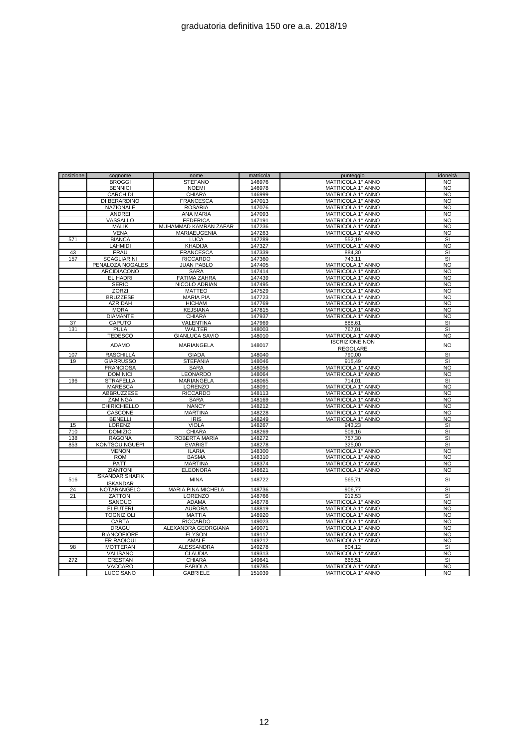# graduatoria definitiva 150 ore a.a. 2018/19

| posizione | cognome | nome | matricola | punteggio | idoneità |
|---|---|---|---|---|---|
| | BROGGI | STEFANO | 146976 | MATRICOLA 1° ANNO | NO |
| | BENNICI | NOEMI | 146978 | MATRICOLA 1° ANNO | NO |
| | CARCHIDI | CHIARA | 146999 | MATRICOLA 1° ANNO | NO |
| | DI BERARDINO | FRANCESCA | 147013 | MATRICOLA 1° ANNO | NO |
| | NAZIONALE | ROSARIA | 147076 | MATRICOLA 1° ANNO | NO |
| | ANDREI | ANA MARIA | 147093 | MATRICOLA 1° ANNO | NO |
| | VASSALLO | FEDERICA | 147191 | MATRICOLA 1° ANNO | NO |
| | MALIK | MUHAMMAD KAMRAN ZAFAR | 147236 | MATRICOLA 1° ANNO | NO |
| | VENA | MARIAEUGENIA | 147263 | MATRICOLA 1° ANNO | NO |
| 571 | BIANCA | LUCA | 147289 | 552,19 | SI |
| | LAHMIDI | KHADIJA | 147327 | MATRICOLA 1° ANNO | NO |
| 43 | FRAU | FRANCESCA | 147339 | 884,30 | SI |
| 157 | SCAGLIARINI | RICCARDO | 147360 | 743,11 | SI |
| | PENALOZA NOGALES | JUAN PABLO | 147405 | MATRICOLA 1° ANNO | NO |
| | ARCIDIACONO | SARA | 147414 | MATRICOLA 1° ANNO | NO |
| | EL HADRI | FATIMA ZAHRA | 147439 | MATRICOLA 1° ANNO | NO |
| | SERIO | NICOLÒ ADRIAN | 147495 | MATRICOLA 1° ANNO | NO |
| | ZORZI | MATTEO | 147529 | MATRICOLA 1° ANNO | NO |
| | BRUZZESE | MARIA PIA | 147723 | MATRICOLA 1° ANNO | NO |
| | AZRIDAH | HICHAM | 147769 | MATRICOLA 1° ANNO | NO |
| | MORA | KEJSIANA | 147815 | MATRICOLA 1° ANNO | NO |
| | DIAMANTE | CHIARA | 147937 | MATRICOLA 1° ANNO | NO |
| 37 | CAPUTO | VALENTINA | 147969 | 888,61 | SI |
| 131 | PULA | WALTER | 148003 | 767,01 | SI |
| | TEDESCO | GIANLUCA SAVIO | 148010 | MATRICOLA 1° ANNO | NO |
| | ADAMO | MARIANGELA | 148017 | ISCRIZIONE NON REGOLARE | NO |
| 107 | RASCHILLÀ | GIADA | 148040 | 790,00 | SI |
| 19 | GIARRUSSO | STEFANIA | 148046 | 915,49 | SI |
| | FRANCIOSA | SARA | 148056 | MATRICOLA 1° ANNO | NO |
| | DOMINICI | LEONARDO | 148064 | MATRICOLA 1° ANNO | NO |
| 196 | STRAFELLA | MARIANGELA | 148065 | 714,01 | SI |
| | MARESCA | LORENZO | 148091 | MATRICOLA 1° ANNO | NO |
| | ABBRUZZESE | RICCARDO | 148113 | MATRICOLA 1° ANNO | NO |
| | ZAMINGA | SARA | 148169 | MATRICOLA 1° ANNO | NO |
| | CHIRICHIELLO | NANCY | 148212 | MATRICOLA 1° ANNO | NO |
| | CASCONE | MARTINA | 148228 | MATRICOLA 1° ANNO | NO |
| | BENELLI | IRIS | 148249 | MATRICOLA 1° ANNO | NO |
| 15 | LORENZI | VIOLA | 148267 | 943,23 | SI |
| 710 | DOMIZIO | CHIARA | 148269 | 509,16 | SI |
| 138 | RAGONA | ROBERTA MARIA | 148272 | 757,30 | SI |
| 853 | KONTSOU NGUEPI | EVARIST | 148278 | 325,00 | SI |
| | MENON | ILARIA | 148300 | MATRICOLA 1° ANNO | NO |
| | ROM | BASMA | 148310 | MATRICOLA 1° ANNO | NO |
| | PATTI | MARTINA | 148374 | MATRICOLA 1° ANNO | NO |
| | ZIANTONI | ELEONORA | 148621 | MATRICOLA 1° ANNO | NO |
| 516 | ISKANDAR SHAFIK ISKANDAR | MINA | 148722 | 565,71 | SI |
| 24 | NOTARANGELO | MARIA PINA MICHELA | 148736 | 906,77 | SI |
| 21 | ZATTONI | LORENZO | 148766 | 912,53 | SI |
| | SANOUO | ADAMA | 148778 | MATRICOLA 1° ANNO | NO |
| | ELEUTERI | AURORA | 148819 | MATRICOLA 1° ANNO | NO |
| | TOGNIZIOLI | MATTIA | 148920 | MATRICOLA 1° ANNO | NO |
| | CARTA | RICCARDO | 149023 | MATRICOLA 1° ANNO | NO |
| | DRAGU | ALEXANDRA GEORGIANA | 149071 | MATRICOLA 1° ANNO | NO |
| | BIANCOFIORE | ELYSON | 149117 | MATRICOLA 1° ANNO | NO |
| | ER RAQIOUI | AMALE | 149212 | MATRICOLA 1° ANNO | NO |
| 98 | MOTTERAN | ALESSANDRA | 149278 | 804,12 | SI |
| | VALISANO | CLAUDIA | 149313 | MATRICOLA 1° ANNO | NO |
| 272 | CRESTAN | CHIARA | 149641 | 665,51 | SI |
| | VACCARO | FABIOLA | 149785 | MATRICOLA 1° ANNO | NO |
| | LUCCISANO | GABRIELE | 151039 | MATRICOLA 1° ANNO | NO |